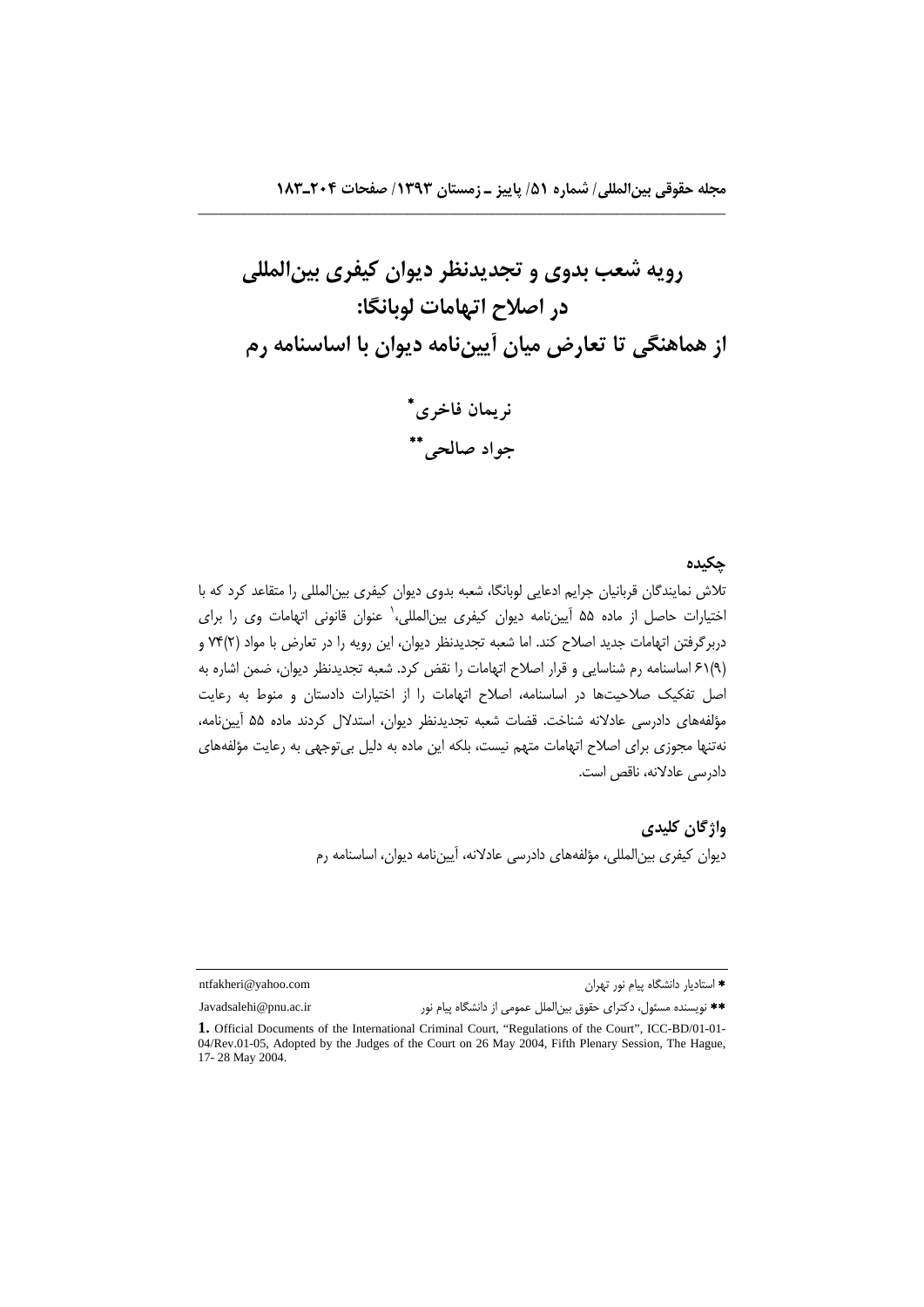# رویه شعب بدوی و تجدیدنظر دیوان کیفری بین‌المللی در اصلاح اتهامات لوبانگا: از هماهنگی تا تعارض میان آیین‌نامه دیوان با اساسنامه رم

**نریمان فاخری***

**جواد صالحی****

## چکیده

تلاش نمایندگان قربانیان جرایم ادعایی لوبانگا، شعبه بدوی دیوان کیفری بین‌المللی را متقاعد کرد که با اختیارات حاصل از ماده ۵۵ آیین‌نامه دیوان کیفری بین‌المللی،[1] عنوان قانونی اتهامات وی را برای دربرگرفتن اتهامات جدید اصلاح کند. اما شعبه تجدیدنظر دیوان، این رویه را در تعارض با مواد (۲)۷۴ و (۹)۶۱ اساسنامه رم شناسایی و قرار اصلاح اتهامات را نقض کرد. شعبه تجدیدنظر دیوان، ضمن اشاره به اصل تفکیک صلاحیت‌ها در اساسنامه، اصلاح اتهامات را از اختیارات دادستان و منوط به رعایت مؤلفه‌های دادرسی عادلانه شناخت. قضات شعبه تجدیدنظر دیوان، استدلال کردند ماده ۵۵ آیین‌نامه، نه‌تنها مجوزی برای اصلاح اتهامات متهم نیست، بلکه این ماده به دلیل بی‌توجهی به رعایت مؤلفه‌های دادرسی عادلانه، ناقص است.

## واژگان کلیدی

دیوان کیفری بین‌المللی، مؤلفه‌های دادرسی عادلانه، آیین‌نامه دیوان، اساسنامه رم

---

* استادیار دانشگاه پیام نور تهران ntfakheri@yahoo.com

** نویسنده مسئول، دکترای حقوق بین‌الملل عمومی از دانشگاه پیام نور Javadsalehi@pnu.ac.ir

1. Official Documents of the International Criminal Court, "Regulations of the Court", ICC-BD/01-01-04/Rev.01-05, Adopted by the Judges of the Court on 26 May 2004, Fifth Plenary Session, The Hague, 17- 28 May 2004.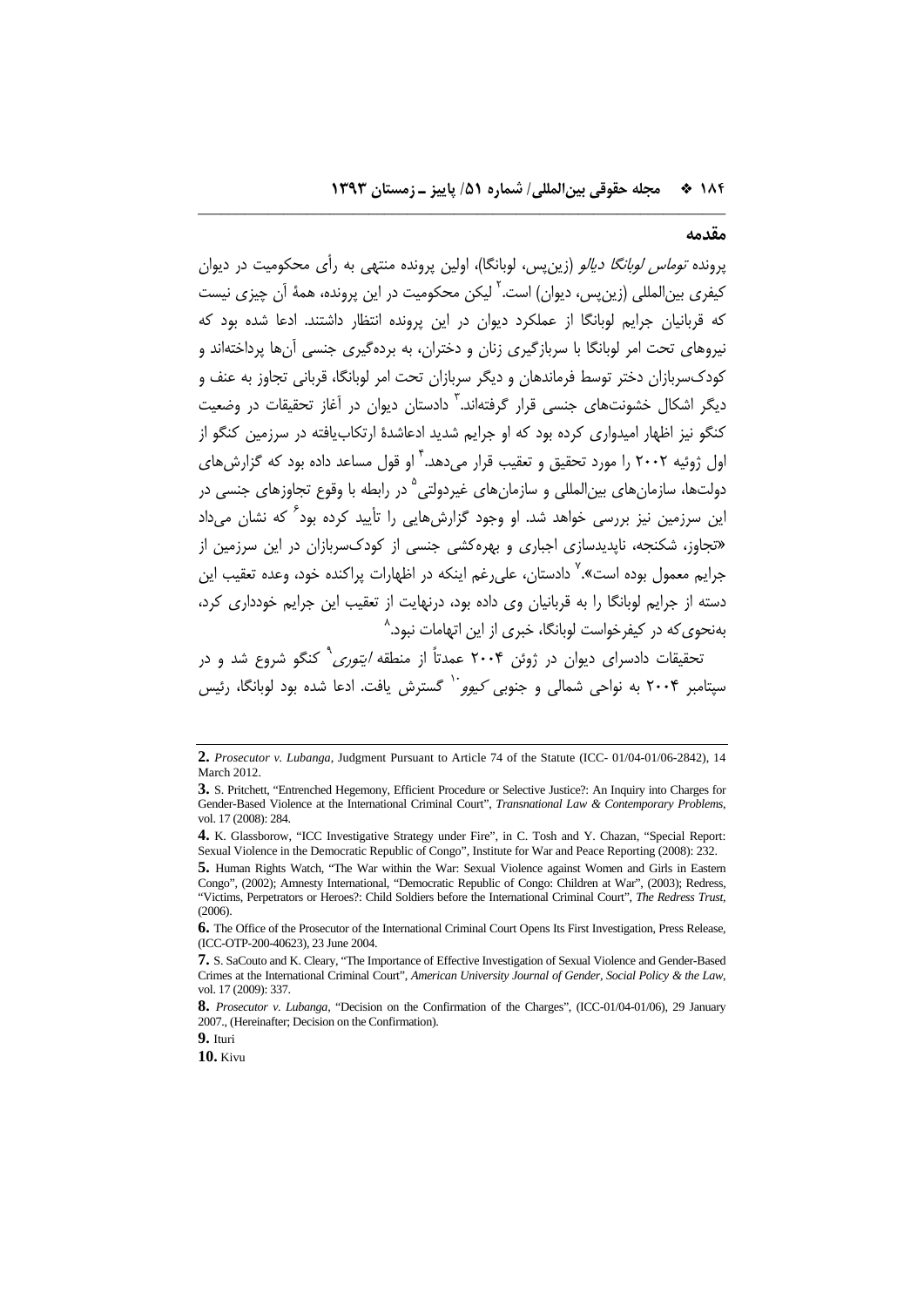## مقدمه

پرونده *توماس لوبانگا دیالو* (زین‌پس، لوبانگا)، اولین پرونده منتهی به رأی محکومیت در دیوان کیفری بین‌المللی (زین‌پس، دیوان) است.[2] لیکن محکومیت در این پرونده، همهٔ آن چیزی نیست که قربانیان جرایم لوبانگا از عملکرد دیوان در این پرونده انتظار داشتند. ادعا شده بود که نیروهای تحت امر لوبانگا با سربازگیری زنان و دختران، به برده‌گیری جنسی آن‌ها پرداخته‌اند و کودک‌سربازان دختر توسط فرماندهان و دیگر سربازان تحت امر لوبانگا، قربانی تجاوز به عنف و دیگر اشکال خشونت‌های جنسی قرار گرفته‌اند.[3] دادستان دیوان در آغاز تحقیقات در وضعیت کنگو نیز اظهار امیدواری کرده بود که به جرایم شدید ادعاشدهٔ ارتکاب‌یافته در سرزمین کنگو از اول ژوئیه ۲۰۰۲ را مورد تحقیق و تعقیب قرار می‌دهد.[4] او قول مساعد داده بود که گزارش‌های دولت‌ها، سازمان‌های بین‌المللی و سازمان‌های غیردولتی[5] در رابطه با وقوع تجاوزهای جنسی در این سرزمین نیز بررسی خواهد شد. او وجود گزارش‌هایی را تأیید کرده بود[6] که نشان می‌داد «تجاوز، شکنجه، ناپدیدسازی اجباری و بهره‌کشی جنسی از کودک‌سربازان در این سرزمین از جرایم معمول بوده است».[7] دادستان، علی‌رغم اینکه در اظهارات پراکنده خود، وعده تعقیب این دسته از جرایم لوبانگا را به قربانیان وی داده بود، درنهایت از تعقیب این جرایم خودداری کرد، به‌نحوی‌که در کیفرخواست لوبانگا، خبری از این اتهامات نبود.[8]

تحقیقات دادسرای دیوان در ژوئن ۲۰۰۴ عمدتاً از منطقه *ایتوری*[9] کنگو شروع شد و در سپتامبر ۲۰۰۴ به نواحی شمالی و جنوبی *کیوو*[10] گسترش یافت. ادعا شده بود لوبانگا، رئیس

---

**2.** *Prosecutor v. Lubanga*, Judgment Pursuant to Article 74 of the Statute (ICC- 01/04-01/06-2842), 14 March 2012.

**3.** S. Pritchett, "Entrenched Hegemony, Efficient Procedure or Selective Justice?: An Inquiry into Charges for Gender-Based Violence at the International Criminal Court", *Transnational Law & Contemporary Problems*, vol. 17 (2008): 284.

**4.** K. Glassborow, "ICC Investigative Strategy under Fire", in C. Tosh and Y. Chazan, "Special Report: Sexual Violence in the Democratic Republic of Congo", Institute for War and Peace Reporting (2008): 232.

**5.** Human Rights Watch, "The War within the War: Sexual Violence against Women and Girls in Eastern Congo", (2002); Amnesty International, "Democratic Republic of Congo: Children at War", (2003); Redress, "Victims, Perpetrators or Heroes?: Child Soldiers before the International Criminal Court", *The Redress Trust*, (2006).

**6.** The Office of the Prosecutor of the International Criminal Court Opens Its First Investigation, Press Release, (ICC-OTP-200-40623), 23 June 2004.

**7.** S. SaCouto and K. Cleary, "The Importance of Effective Investigation of Sexual Violence and Gender-Based Crimes at the International Criminal Court", *American University Journal of Gender, Social Policy & the Law*, vol. 17 (2009): 337.

**8.** *Prosecutor v. Lubanga*, "Decision on the Confirmation of the Charges", (ICC-01/04-01/06), 29 January 2007., (Hereinafter; Decision on the Confirmation).

**9.** Ituri

**10.** Kivu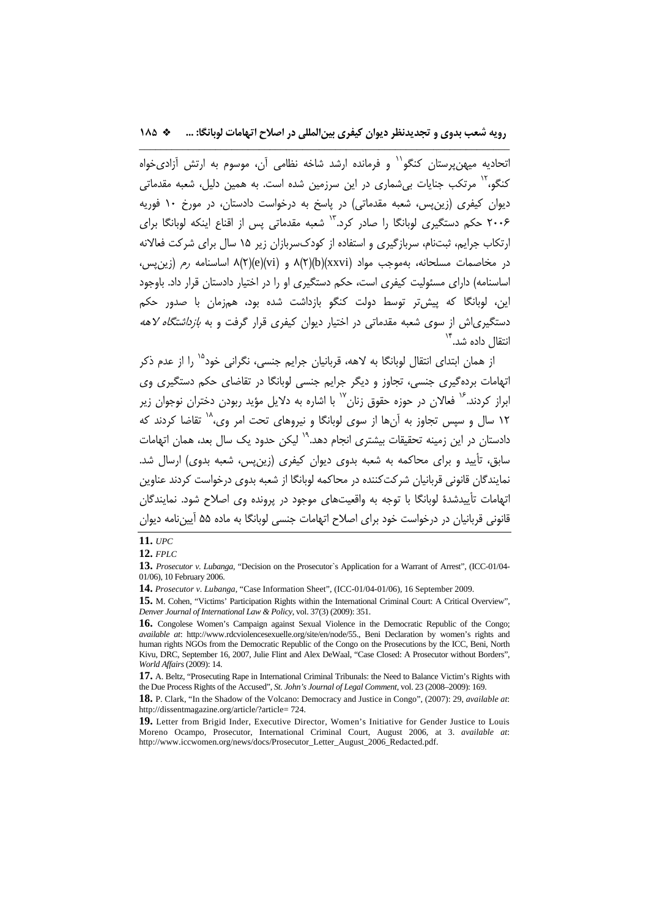اتحادیه میهن‌پرستان کنگو[11] و فرمانده ارشد شاخه نظامی آن، موسوم به ارتش آزادی‌خواه کنگو،[12] مرتکب جنایات بی‌شماری در این سرزمین شده است. به همین دلیل، شعبه مقدماتی دیوان کیفری (زین‌پس، شعبه مقدماتی) در پاسخ به درخواست دادستان، در مورخ ۱۰ فوریه ۲۰۰۶ حکم دستگیری لوبانگا را صادر کرد.[13] شعبه مقدماتی پس از اقناع اینکه لوبانگا برای ارتکاب جرایم، ثبت‌نام، سربازگیری و استفاده از کودک‌سربازان زیر ۱۵ سال برای شرکت فعالانه در مخاصمات مسلحانه، به‌موجب مواد ۸(۲)(b)(xxvi) و ۸(۲)(e)(vi) اساسنامه *رم* (زین‌پس، اساسنامه) دارای مسئولیت کیفری است، حکم دستگیری او را در اختیار دادستان قرار داد. باوجود این، لوبانگا که پیش‌تر توسط دولت کنگو بازداشت شده بود، هم‌زمان با صدور حکم دستگیری‌اش از سوی شعبه مقدماتی در اختیار دیوان کیفری قرار گرفت و به *بازداشتگاه لاهه* انتقال داده شد.[14]

از همان ابتدای انتقال لوبانگا به لاهه، قربانیان جرایم جنسی، نگرانی خود[15] را از عدم ذکر اتهامات برده‌گیری جنسی، تجاوز و دیگر جرایم جنسی لوبانگا در تقاضای حکم دستگیری وی ابراز کردند.[16] فعالان در حوزه حقوق زنان[17] با اشاره به دلایل مؤید ربودن دختران نوجوان زیر ۱۲ سال و سپس تجاوز به آن‌ها از سوی لوبانگا و نیروهای تحت امر وی،[18] تقاضا کردند که دادستان در این زمینه تحقیقات بیشتری انجام دهد.[19] لیکن حدود یک سال بعد، همان اتهامات سابق، تأیید و برای محاکمه به شعبه بدوی دیوان کیفری (زین‌پس، شعبه بدوی) ارسال شد. نمایندگان قانونی قربانیان شرکت‌کننده در محاکمه لوبانگا از شعبه بدوی درخواست کردند عناوین اتهامات تأییدشدهٔ لوبانگا با توجه به واقعیت‌های موجود در پرونده وی اصلاح شود. نمایندگان قانونی قربانیان در درخواست خود برای اصلاح اتهامات جنسی لوبانگا به ماده ۵۵ آیین‌نامه دیوان

---

**11.** *UPC*

**12.** *FPLC*

**13.** *Prosecutor v. Lubanga*, "Decision on the Prosecutor`s Application for a Warrant of Arrest", (ICC-01/04-01/06), 10 February 2006.

**14.** *Prosecutor v. Lubanga*, "Case Information Sheet", (ICC-01/04-01/06), 16 September 2009.

**15.** M. Cohen, "Victims' Participation Rights within the International Criminal Court: A Critical Overview", *Denver Journal of International Law & Policy*, vol. 37(3) (2009): 351.

**16.** Congolese Women's Campaign against Sexual Violence in the Democratic Republic of the Congo; *available at*: http://www.rdcviolencesexuelle.org/site/en/node/55., Beni Declaration by women's rights and human rights NGOs from the Democratic Republic of the Congo on the Prosecutions by the ICC, Beni, North Kivu, DRC, September 16, 2007, Julie Flint and Alex DeWaal, "Case Closed: A Prosecutor without Borders", *World Affairs* (2009): 14.

**17.** A. Beltz, "Prosecuting Rape in International Criminal Tribunals: the Need to Balance Victim's Rights with the Due Process Rights of the Accused", *St. John's Journal of Legal Comment*, vol. 23 (2008–2009): 169.

**18.** P. Clark, "In the Shadow of the Volcano: Democracy and Justice in Congo", (2007): 29, *available at*: http://dissentmagazine.org/article/?article= 724.

**19.** Letter from Brigid Inder, Executive Director, Women's Initiative for Gender Justice to Louis Moreno Ocampo, Prosecutor, International Criminal Court, August 2006, at 3. *available at*: http://www.iccwomen.org/news/docs/Prosecutor_Letter_August_2006_Redacted.pdf.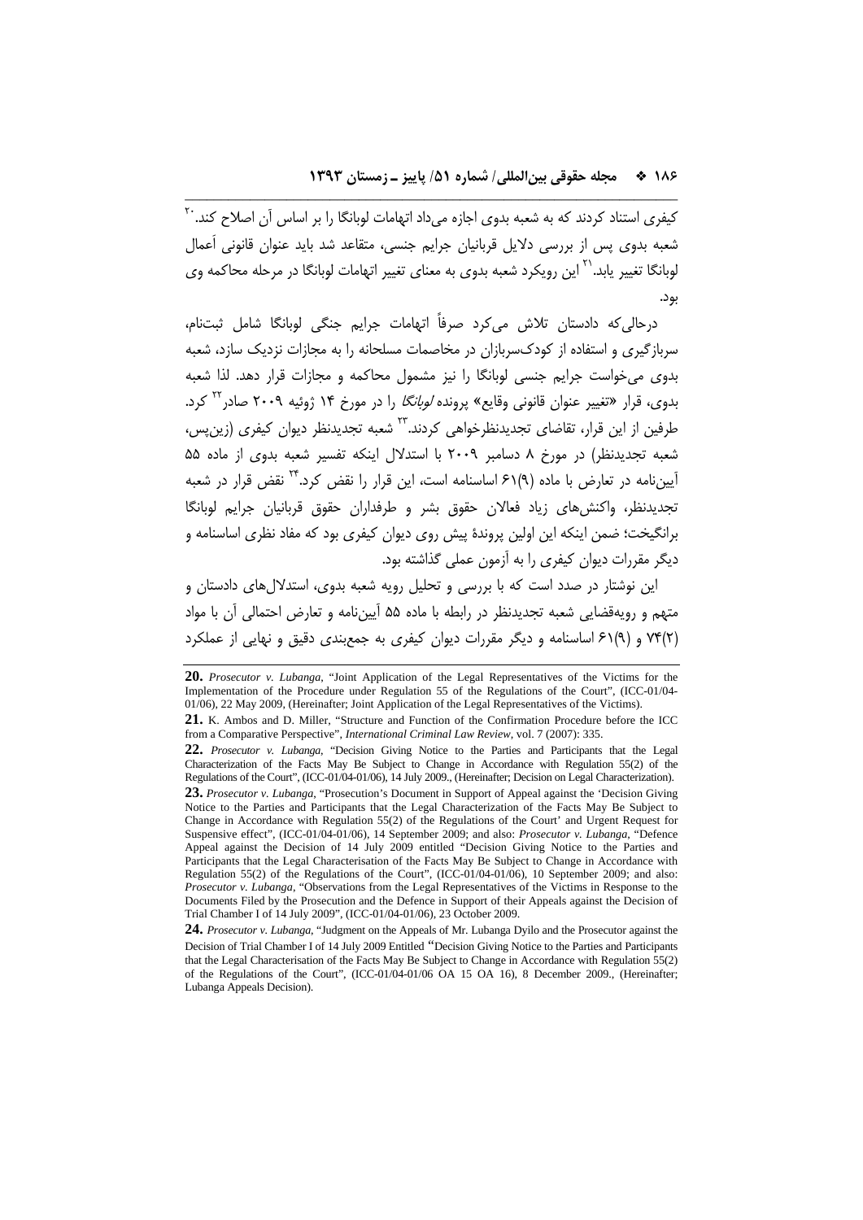کیفری استناد کردند که به شعبه بدوی اجازه می‌داد اتهامات لوبانگا را بر اساس آن اصلاح کند.[20] شعبه بدوی پس از بررسی دلایل قربانیان جرایم جنسی، متقاعد شد باید عنوان قانونی اَعمال لوبانگا تغییر یابد.[21] این رویکرد شعبه بدوی به معنای تغییر اتهامات لوبانگا در مرحله محاکمه وی بود.

درحالی‌که دادستان تلاش می‌کرد صرفاً اتهامات جرایم جنگی لوبانگا شامل ثبت‌نام، سربازگیری و استفاده از کودک‌سربازان در مخاصمات مسلحانه را به مجازات نزدیک سازد، شعبه بدوی می‌خواست جرایم جنسی لوبانگا را نیز مشمول محاکمه و مجازات قرار دهد. لذا شعبه بدوی، قرار «تغییر عنوان قانونی وقایع» پرونده *لوبانگا* را در مورخ ۱۴ ژوئیه ۲۰۰۹ صادر[22] کرد. طرفین از این قرار، تقاضای تجدیدنظرخواهی کردند.[23] شعبه تجدیدنظر دیوان کیفری (زین‌پس، شعبه تجدیدنظر) در مورخ ۸ دسامبر ۲۰۰۹ با استدلال اینکه تفسیر شعبه بدوی از ماده ۵۵ آیین‌نامه در تعارض با ماده (۹)۶۱ اساسنامه است، این قرار را نقض کرد.[24] نقض قرار در شعبه تجدیدنظر، واکنش‌های زیاد فعالان حقوق بشر و طرفداران حقوق قربانیان جرایم لوبانگا برانگیخت؛ ضمن اینکه این اولین پروندهٔ پیش روی دیوان کیفری بود که مفاد نظری اساسنامه و دیگر مقررات دیوان کیفری را به آزمون عملی گذاشته بود.

این نوشتار در صدد است که با بررسی و تحلیل رویه شعبه بدوی، استدلال‌های دادستان و متهم و رویه‌قضایی شعبه تجدیدنظر در رابطه با ماده ۵۵ آیین‌نامه و تعارض احتمالی آن با مواد (۲)۷۴ و (۹)۶۱ اساسنامه و دیگر مقررات دیوان کیفری به جمع‌بندی دقیق و نهایی از عملکرد

---

**20.** *Prosecutor v. Lubanga*, "Joint Application of the Legal Representatives of the Victims for the Implementation of the Procedure under Regulation 55 of the Regulations of the Court", (ICC-01/04-01/06), 22 May 2009, (Hereinafter; Joint Application of the Legal Representatives of the Victims).

**21.** K. Ambos and D. Miller, "Structure and Function of the Confirmation Procedure before the ICC from a Comparative Perspective", *International Criminal Law Review*, vol. 7 (2007): 335.

**22.** *Prosecutor v. Lubanga*, "Decision Giving Notice to the Parties and Participants that the Legal Characterization of the Facts May Be Subject to Change in Accordance with Regulation 55(2) of the Regulations of the Court", (ICC-01/04-01/06), 14 July 2009., (Hereinafter; Decision on Legal Characterization).

**23.** *Prosecutor v. Lubanga*, "Prosecution's Document in Support of Appeal against the 'Decision Giving Notice to the Parties and Participants that the Legal Characterization of the Facts May Be Subject to Change in Accordance with Regulation 55(2) of the Regulations of the Court' and Urgent Request for Suspensive effect", (ICC-01/04-01/06), 14 September 2009; and also: *Prosecutor v. Lubanga*, "Defence Appeal against the Decision of 14 July 2009 entitled "Decision Giving Notice to the Parties and Participants that the Legal Characterisation of the Facts May Be Subject to Change in Accordance with Regulation 55(2) of the Regulations of the Court", (ICC-01/04-01/06), 10 September 2009; and also: *Prosecutor v. Lubanga*, "Observations from the Legal Representatives of the Victims in Response to the Documents Filed by the Prosecution and the Defence in Support of their Appeals against the Decision of Trial Chamber I of 14 July 2009", (ICC-01/04-01/06), 23 October 2009.

**24.** *Prosecutor v. Lubanga*, "Judgment on the Appeals of Mr. Lubanga Dyilo and the Prosecutor against the Decision of Trial Chamber I of 14 July 2009 Entitled "Decision Giving Notice to the Parties and Participants that the Legal Characterisation of the Facts May Be Subject to Change in Accordance with Regulation 55(2) of the Regulations of the Court", (ICC-01/04-01/06 OA 15 OA 16), 8 December 2009., (Hereinafter; Lubanga Appeals Decision).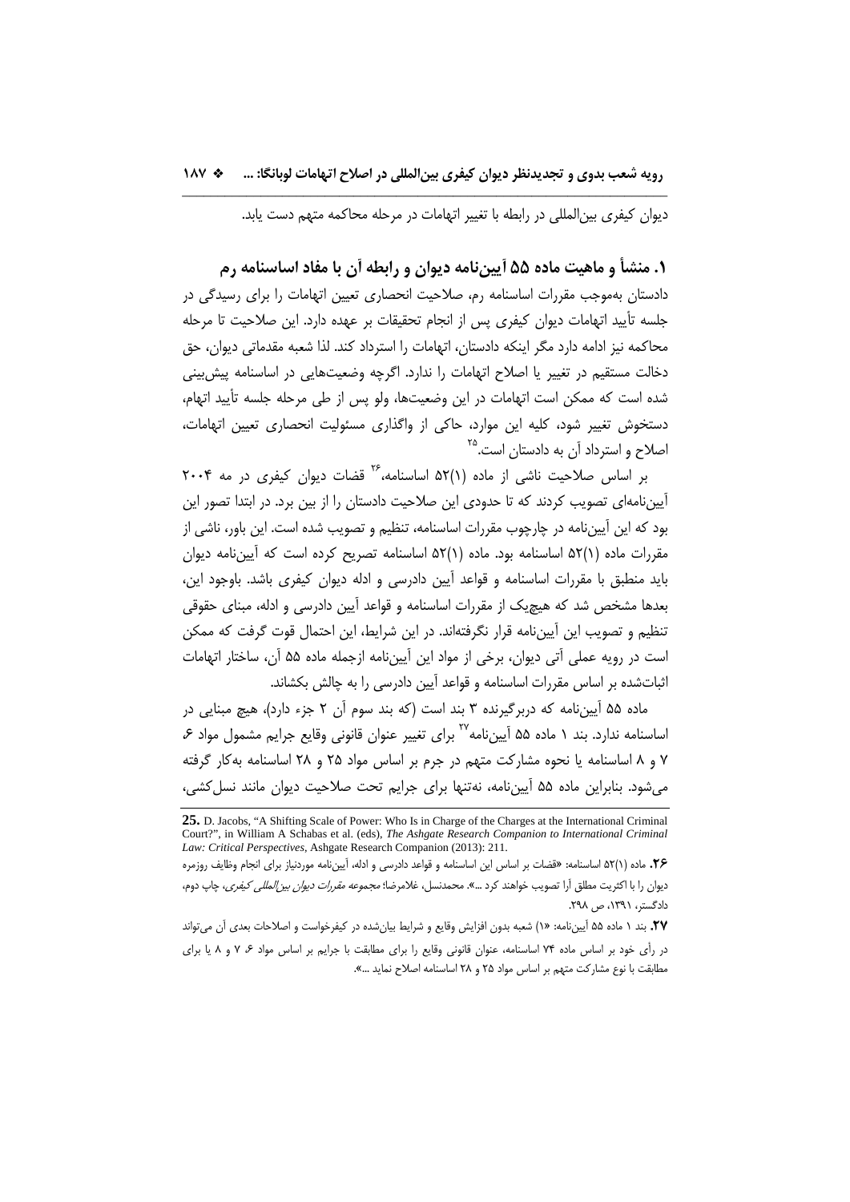دیوان کیفری بین‌المللی در رابطه با تغییر اتهامات در مرحله محاکمه متهم دست یابد.

## ۱. منشأ و ماهیت ماده ۵۵ آیین‌نامه دیوان و رابطه آن با مفاد اساسنامه رم

دادستان به‌موجب مقررات اساسنامه رم، صلاحیت انحصاری تعیین اتهامات را برای رسیدگی در جلسه تأیید اتهامات دیوان کیفری پس از انجام تحقیقات بر عهده دارد. این صلاحیت تا مرحله محاکمه نیز ادامه دارد مگر اینکه دادستان، اتهامات را استرداد کند. لذا شعبه مقدماتی دیوان، حق دخالت مستقیم در تغییر یا اصلاح اتهامات را ندارد. اگرچه وضعیت‌هایی در اساسنامه پیش‌بینی شده است که ممکن است اتهامات در این وضعیت‌ها، ولو پس از طی مرحله جلسه تأیید اتهام، دستخوش تغییر شود، کلیه این موارد، حاکی از واگذاری مسئولیت انحصاری تعیین اتهامات، اصلاح و استرداد آن به دادستان است.[۲۵]

بر اساس صلاحیت ناشی از ماده ۵۲(۱) اساسنامه،[۲۶] قضات دیوان کیفری در مه ۲۰۰۴ آیین‌نامه‌ای تصویب کردند که تا حدودی این صلاحیت دادستان را از بین برد. در ابتدا تصور این بود که این آیین‌نامه در چارچوب مقررات اساسنامه، تنظیم و تصویب شده است. این باور، ناشی از مقررات ماده ۵۲(۱) اساسنامه بود. ماده ۵۲(۱) اساسنامه تصریح کرده است که آیین‌نامه دیوان باید منطبق با مقررات اساسنامه و قواعد آیین دادرسی و ادله دیوان کیفری باشد. باوجود این، بعدها مشخص شد که هیچ‌یک از مقررات اساسنامه و قواعد آیین دادرسی و ادله، مبنای حقوقی تنظیم و تصویب این آیین‌نامه قرار نگرفته‌اند. در این شرایط، این احتمال قوت گرفت که ممکن است در رویه عملی آتی دیوان، برخی از مواد این آیین‌نامه ازجمله ماده ۵۵ آن، ساختار اتهامات اثبات‌شده بر اساس مقررات اساسنامه و قواعد آیین دادرسی را به چالش بکشاند.

ماده ۵۵ آیین‌نامه که دربرگیرنده ۳ بند است (که بند سوم آن ۲ جزء دارد)، هیچ مبنایی در اساسنامه ندارد. بند ۱ ماده ۵۵ آیین‌نامه[۲۷] برای تغییر عنوان قانونی وقایع جرایم مشمول مواد ۶، ۷ و ۸ اساسنامه یا نحوه مشارکت متهم در جرم بر اساس مواد ۲۵ و ۲۸ اساسنامه به‌کار گرفته می‌شود. بنابراین ماده ۵۵ آیین‌نامه، نه‌تنها برای جرایم تحت صلاحیت دیوان مانند نسل‌کشی،

---

**25.** D. Jacobs, "A Shifting Scale of Power: Who Is in Charge of the Charges at the International Criminal Court?", in William A Schabas et al. (eds), *The Ashgate Research Companion to International Criminal Law: Critical Perspectives*, Ashgate Research Companion (2013): 211.

**۲۶.** ماده ۵۲(۱) اساسنامه: «قضات بر اساس این اساسنامه و قواعد دادرسی و ادله، آیین‌نامه موردنیاز برای انجام وظایف روزمره دیوان را با اکثریت مطلق آرا تصویب خواهند کرد ...». محمدنسل، غلامرضا؛ *مجموعه مقررات دیوان بین‌المللی کیفری*، چاپ دوم، دادگستر، ۱۳۹۱، ص ۲۹۸.

**۲۷.** بند ۱ ماده ۵۵ آیین‌نامه: «۱) شعبه بدون افزایش وقایع و شرایط بیان‌شده در کیفرخواست و اصلاحات بعدی آن می‌تواند در رأی خود بر اساس ماده ۷۴ اساسنامه، عنوان قانونی وقایع را برای مطابقت با جرایم بر اساس مواد ۶، ۷ و ۸ یا برای مطابقت با نوع مشارکت متهم بر اساس مواد ۲۵ و ۲۸ اساسنامه اصلاح نماید ...».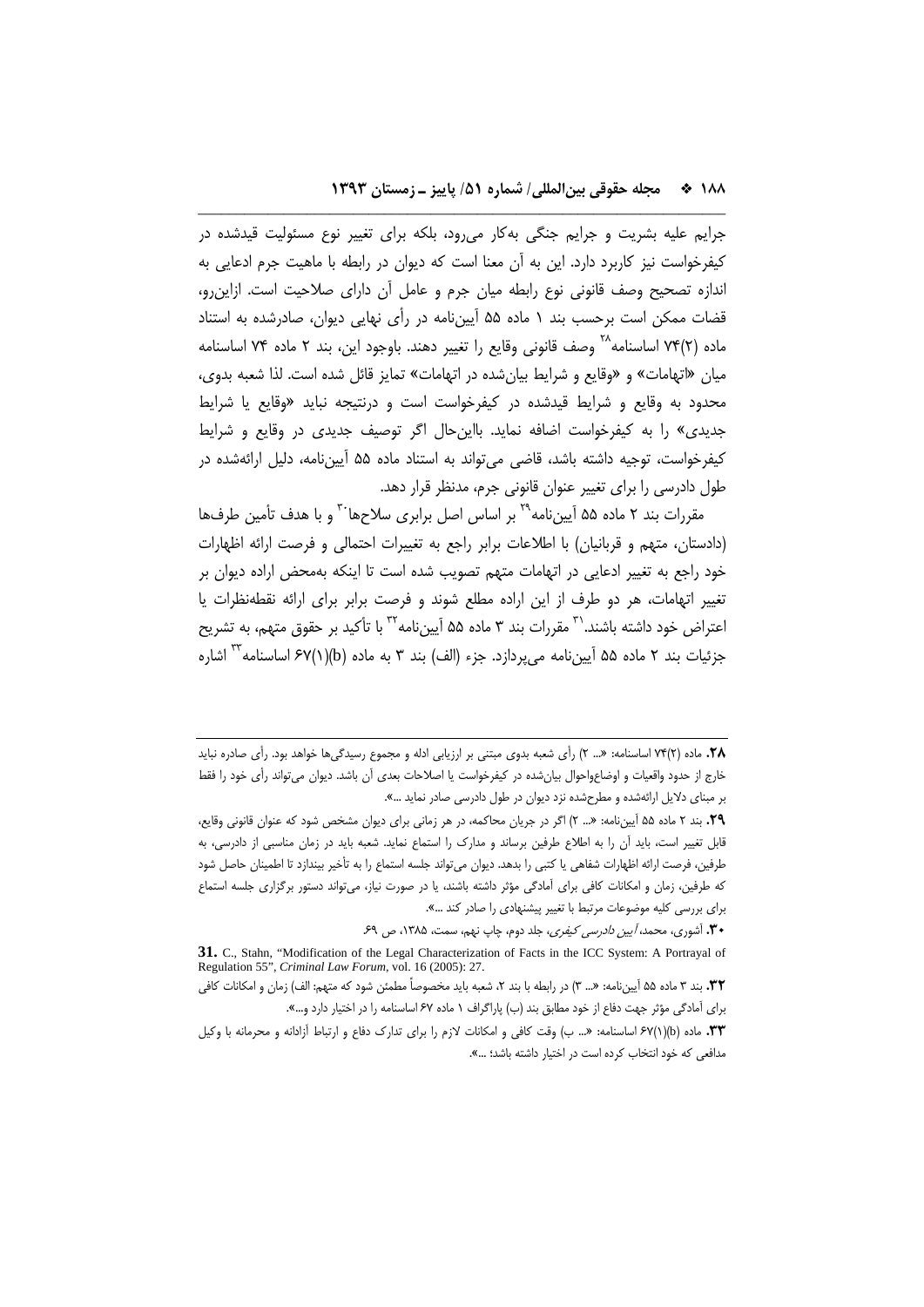جرایم علیه بشریت و جرایم جنگی به‌کار می‌رود، بلکه برای تغییر نوع مسئولیت قیدشده در کیفرخواست نیز کاربرد دارد. این به آن معنا است که دیوان در رابطه با ماهیت جرم ادعایی به اندازه تصحیح وصف قانونی نوع رابطه میان جرم و عامل آن دارای صلاحیت است. ازاین‌رو، قضات ممکن است برحسب بند ۱ ماده ۵۵ آیین‌نامه در رأی نهایی دیوان، صادرشده به استناد ماده (۲)۷۴ اساسنامه[۲۸] وصف قانونی وقایع را تغییر دهند. باوجود این، بند ۲ ماده ۷۴ اساسنامه میان «اتهامات» و «وقایع و شرایط بیان‌شده در اتهامات» تمایز قائل شده است. لذا شعبه بدوی، محدود به وقایع و شرایط قیدشده در کیفرخواست است و درنتیجه نباید «وقایع یا شرایط جدیدی» را به کیفرخواست اضافه نماید. بااین‌حال اگر توصیف جدیدی در وقایع و شرایط کیفرخواست، توجیه داشته باشد، قاضی می‌تواند به استناد ماده ۵۵ آیین‌نامه، دلیل ارائه‌شده در طول دادرسی را برای تغییر عنوان قانونی جرم، مدنظر قرار دهد.

مقررات بند ۲ ماده ۵۵ آیین‌نامه[۲۹] بر اساس اصل برابری سلاح‌ها[۳۰] و با هدف تأمین طرف‌ها (دادستان، متهم و قربانیان) با اطلاعات برابر راجع به تغییرات احتمالی و فرصت ارائه اظهارات خود راجع به تغییر ادعایی در اتهامات متهم تصویب شده است تا اینکه به‌محض اراده دیوان بر تغییر اتهامات، هر دو طرف از این اراده مطلع شوند و فرصت برابر برای ارائه نقطه‌نظرات یا اعتراض خود داشته باشند.[۳۱] مقررات بند ۳ ماده ۵۵ آیین‌نامه[۳۲] با تأکید بر حقوق متهم، به تشریح جزئیات بند ۲ ماده ۵۵ آیین‌نامه می‌پردازد. جزء (الف) بند ۳ به ماده (b)(۱)۶۷ اساسنامه[۳۳] اشاره

---

**۲۸.** ماده (۲)۷۴ اساسنامه: «... ۲) رأی شعبه بدوی مبتنی بر ارزیابی ادله و مجموع رسیدگی‌ها خواهد بود. رأی صادره نباید خارج از حدود واقعیات و اوضاع‌واحوال بیان‌شده در کیفرخواست یا اصلاحات بعدی آن باشد. دیوان می‌تواند رأی خود را فقط بر مبنای دلایل ارائه‌شده و مطرح‌شده نزد دیوان در طول دادرسی صادر نماید ...».

**۲۹.** بند ۲ ماده ۵۵ آیین‌نامه: «... ۲) اگر در جریان محاکمه، در هر زمانی برای دیوان مشخص شود که عنوان قانونی وقایع، قابل تغییر است، باید آن را به اطلاع طرفین برساند و مدارک را استماع نماید. شعبه باید در زمان مناسبی از دادرسی، به طرفین، فرصت ارائه اظهارات شفاهی یا کتبی را بدهد. دیوان می‌تواند جلسه استماع را به تأخیر بیندازد تا اطمینان حاصل شود که طرفین، زمان و امکانات کافی برای آمادگی مؤثر داشته باشند، یا در صورت نیاز، می‌تواند دستور برگزاری جلسه استماع برای بررسی کلیه موضوعات مرتبط با تغییر پیشنهادی را صادر کند ...».

**۳۰.** آشوری، محمد، *آیین دادرسی کیفری*، جلد دوم، چاپ نهم، سمت، ۱۳۸۵، ص ۶۹.

**31.** C., Stahn, "Modification of the Legal Characterization of Facts in the ICC System: A Portrayal of Regulation 55", *Criminal Law Forum*, vol. 16 (2005): 27.

**۳۲.** بند ۳ ماده ۵۵ آیین‌نامه: «... ۳) در رابطه با بند ۲، شعبه باید مخصوصاً مطمئن شود که متهم: الف) زمان و امکانات کافی برای آمادگی مؤثر جهت دفاع از خود مطابق بند (ب) پاراگراف ۱ ماده ۶۷ اساسنامه را در اختیار دارد و...».

**۳۳.** ماده (b)(۱)۶۷ اساسنامه: «... ب) وقت کافی و امکانات لازم را برای تدارک دفاع و ارتباط آزادانه و محرمانه با وکیل مدافعی که خود انتخاب کرده است در اختیار داشته باشد؛ ...».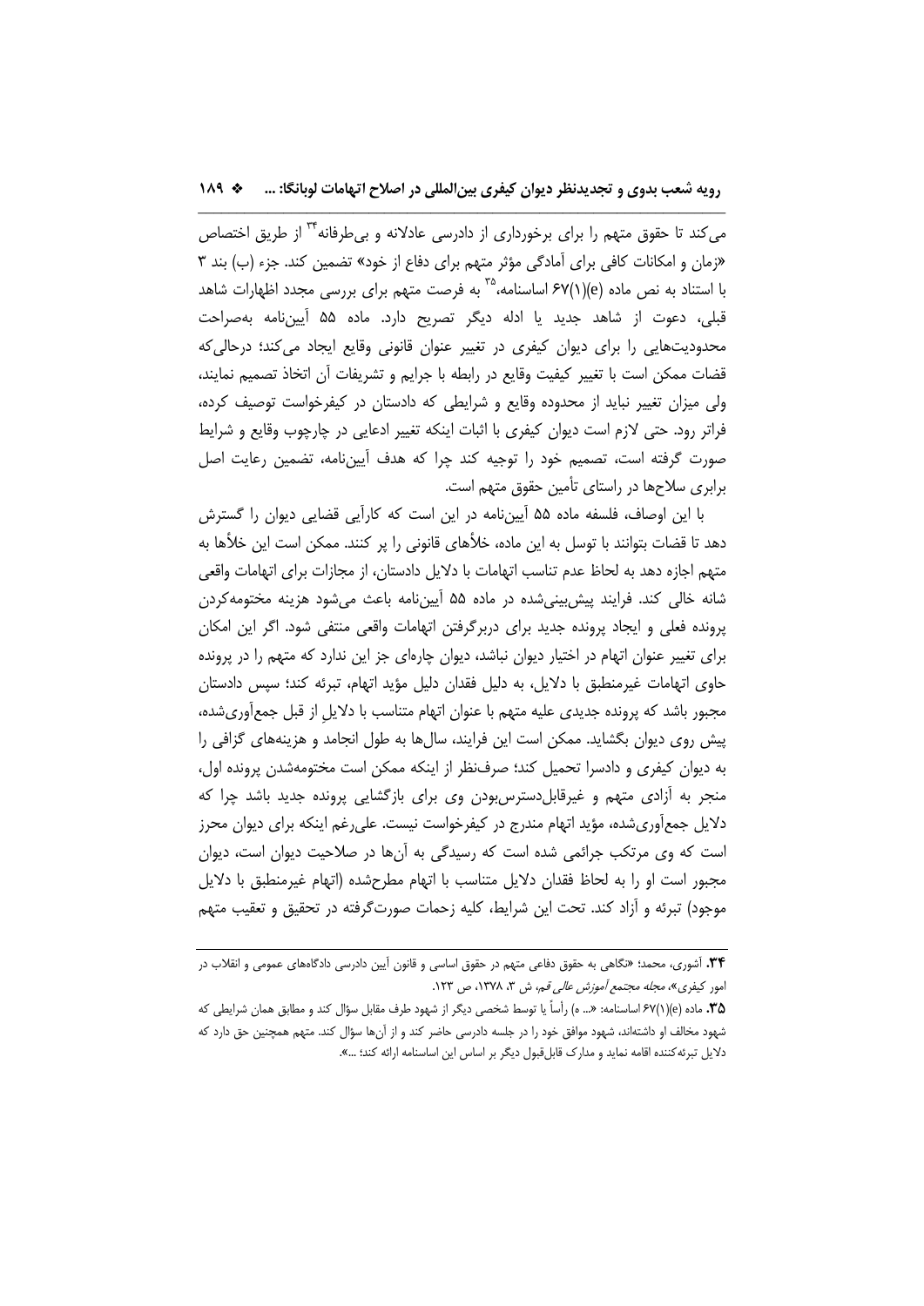می‌کند تا حقوق متهم را برای برخورداری از دادرسی عادلانه و بی‌طرفانه[۳۴] از طریق اختصاص «زمان و امکانات کافی برای آمادگی مؤثر متهم برای دفاع از خود» تضمین کند. جزء (ب) بند ۳ با استناد به نص ماده 67(1)(e) اساسنامه،[۳۵] به فرصت متهم برای بررسی مجدد اظهارات شاهد قبلی، دعوت از شاهد جدید یا ادله دیگر تصریح دارد. ماده ۵۵ آیین‌نامه به‌صراحت محدودیت‌هایی را برای دیوان کیفری در تغییر عنوان قانونی وقایع ایجاد می‌کند؛ درحالی‌که قضات ممکن است با تغییر کیفیت وقایع در رابطه با جرایم و تشریفات آن اتخاذ تصمیم نمایند، ولی میزان تغییر نباید از محدوده وقایع و شرایطی که دادستان در کیفرخواست توصیف کرده، فراتر رود. حتی لازم است دیوان کیفری با اثبات اینکه تغییر ادعایی در چارچوب وقایع و شرایط صورت گرفته است، تصمیم خود را توجیه کند چرا که هدف آیین‌نامه، تضمین رعایت اصل برابری سلاح‌ها در راستای تأمین حقوق متهم است.

با این اوصاف، فلسفه ماده ۵۵ آیین‌نامه در این است که کارآیی قضایی دیوان را گسترش دهد تا قضات بتوانند با توسل به این ماده، خلأهای قانونی را پر کنند. ممکن است این خلأها به متهم اجازه دهد به لحاظ عدم تناسب اتهامات با دلایل دادستان، از مجازات برای اتهامات واقعی شانه خالی کند. فرایند پیش‌بینی‌شده در ماده ۵۵ آیین‌نامه باعث می‌شود هزینه مختومه‌کردن پرونده فعلی و ایجاد پرونده جدید برای دربرگرفتن اتهامات واقعی منتفی شود. اگر این امکان برای تغییر عنوان اتهام در اختیار دیوان نباشد، دیوان چاره‌ای جز این ندارد که متهم را در پرونده حاوی اتهامات غیرمنطبق با دلایل، به دلیل فقدان دلیل مؤید اتهام، تبرئه کند؛ سپس دادستان مجبور باشد که پرونده جدیدی علیه متهم با عنوان اتهام متناسب با دلایلِ از قبل جمع‌آوری‌شده، پیش روی دیوان بگشاید. ممکن است این فرایند، سال‌ها به طول انجامد و هزینه‌های گزافی را به دیوان کیفری و دادسرا تحمیل کند؛ صرف‌نظر از اینکه ممکن است مختومه‌شدن پرونده اول، منجر به آزادی متهم و غیرقابل‌دسترس‌بودن وی برای بازگشایی پرونده جدید باشد چرا که دلایل جمع‌آوری‌شده، مؤید اتهام مندرج در کیفرخواست نیست. علی‌رغم اینکه برای دیوان محرز است که وی مرتکب جرائمی شده است که رسیدگی به آن‌ها در صلاحیت دیوان است، دیوان مجبور است او را به لحاظ فقدان دلایل متناسب با اتهام مطرح‌شده (اتهام غیرمنطبق با دلایل موجود) تبرئه و آزاد کند. تحت این شرایط، کلیه زحمات صورت‌گرفته در تحقیق و تعقیب متهم

---

**۳۴.** آشوری، محمد؛ «نگاهی به حقوق دفاعی متهم در حقوق اساسی و قانون آیین دادرسی دادگاه‌های عمومی و انقلاب در امور کیفری»، *مجله مجتمع آموزش عالی قم*، ش ۳، ۱۳۷۸، ص ۱۲۳.

**۳۵.** ماده 67(1)(e) اساسنامه: «... ه) رأساً یا توسط شخصی دیگر از شهود طرف مقابل سؤال کند و مطابق همان شرایطی که شهود مخالف او داشته‌اند، شهود موافق خود را در جلسه دادرسی حاضر کند و از آن‌ها سؤال کند. متهم همچنین حق دارد که دلایل تبرئه‌کننده اقامه نماید و مدارک قابل‌قبول دیگر بر اساس این اساسنامه ارائه کند؛ ...».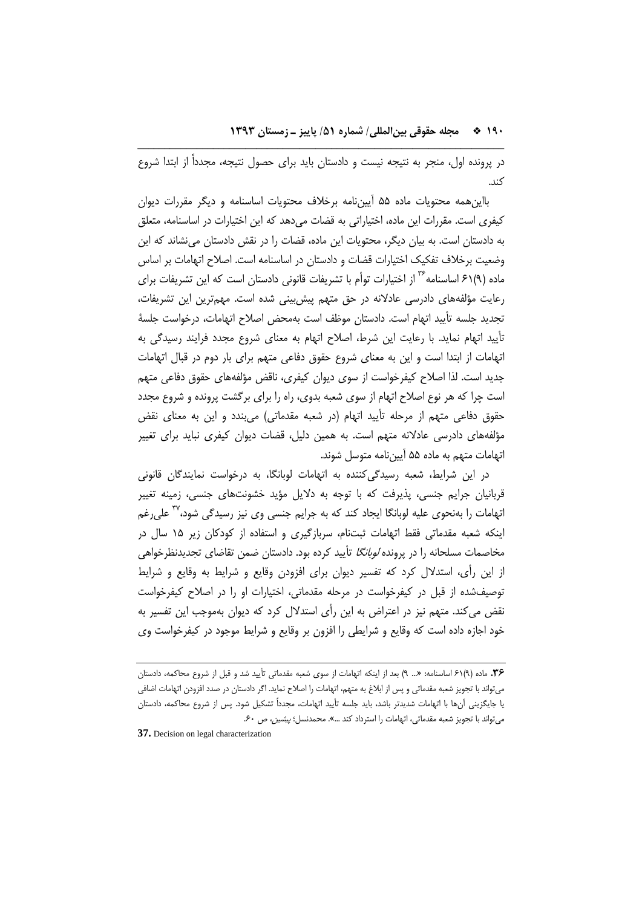در پرونده اول، منجر به نتیجه نیست و دادستان باید برای حصول نتیجه، مجدداً از ابتدا شروع کند.

بااین‌همه محتویات ماده ۵۵ آیین‌نامه برخلاف محتویات اساسنامه و دیگر مقررات دیوان کیفری است. مقررات این ماده، اختیاراتی به قضات می‌دهد که این اختیارات در اساسنامه، متعلق به دادستان است. به بیان دیگر، محتویات این ماده، قضات را در نقش دادستان می‌نشاند که این وضعیت برخلاف تفکیک اختیارات قضات و دادستان در اساسنامه است. اصلاح اتهامات بر اساس ماده (۹)۶۱ اساسنامه[۳۶] از اختیارات توأم با تشریفات قانونی دادستان است که این تشریفات برای رعایت مؤلفه‌های دادرسی عادلانه در حق متهم پیش‌بینی شده است. مهم‌ترین این تشریفات، تجدید جلسه تأیید اتهام است. دادستان موظف است به‌محض اصلاح اتهامات، درخواست جلسهٔ تأیید اتهام نماید. با رعایت این شرط، اصلاح اتهام به معنای شروع مجدد فرایند رسیدگی به اتهامات از ابتدا است و این به معنای شروع حقوق دفاعی متهم برای بار دوم در قبال اتهامات جدید است. لذا اصلاح کیفرخواست از سوی دیوان کیفری، ناقض مؤلفه‌های حقوق دفاعی متهم است چرا که هر نوع اصلاح اتهام از سوی شعبه بدوی، راه را برای برگشت پرونده و شروع مجدد حقوق دفاعی متهم از مرحله تأیید اتهام (در شعبه مقدماتی) می‌بندد و این به معنای نقض مؤلفه‌های دادرسی عادلانه متهم است. به همین دلیل، قضات دیوان کیفری نباید برای تغییر اتهامات متهم به ماده ۵۵ آیین‌نامه متوسل شوند.

در این شرایط، شعبه رسیدگی‌کننده به اتهامات لوبانگا، به درخواست نمایندگان قانونی قربانیان جرایم جنسی، پذیرفت که با توجه به دلایل مؤید خشونت‌های جنسی، زمینه تغییر اتهامات را به‌نحوی علیه لوبانگا ایجاد کند که به جرایم جنسی وی نیز رسیدگی شود،[۳۷] علی‌رغم اینکه شعبه مقدماتی فقط اتهامات ثبت‌نام، سربازگیری و استفاده از کودکان زیر ۱۵ سال در مخاصمات مسلحانه را در پرونده *لوبانگا* تأیید کرده بود. دادستان ضمن تقاضای تجدیدنظرخواهی از این رأی، استدلال کرد که تفسیر دیوان برای افزودن وقایع و شرایط به وقایع و شرایط توصیف‌شده از قبل در کیفرخواست در مرحله مقدماتی، اختیارات او را در اصلاح کیفرخواست نقض می‌کند. متهم نیز در اعتراض به این رأی استدلال کرد که دیوان به‌موجب این تفسیر به خود اجازه داده است که وقایع و شرایطی را افزون بر وقایع و شرایط موجود در کیفرخواست وی

---

**۳۶.** ماده (۹)۶۱ اساسنامه: «... ۹) بعد از اینکه اتهامات از سوی شعبه مقدماتی تأیید شد و قبل از شروع محاکمه، دادستان می‌تواند با تجویز شعبه مقدماتی و پس از ابلاغ به متهم، اتهامات را اصلاح نماید. اگر دادستان در صدد افزودن اتهامات اضافی یا جایگزینی آن‌ها با اتهامات شدیدتر باشد، باید جلسه تأیید اتهامات، مجدداً تشکیل شود. پس از شروع محاکمه، دادستان می‌تواند با تجویز شعبه مقدماتی، اتهامات را استرداد کند ...». محمدنسل؛ پیشین، ص ۶۰.

**37.** Decision on legal characterization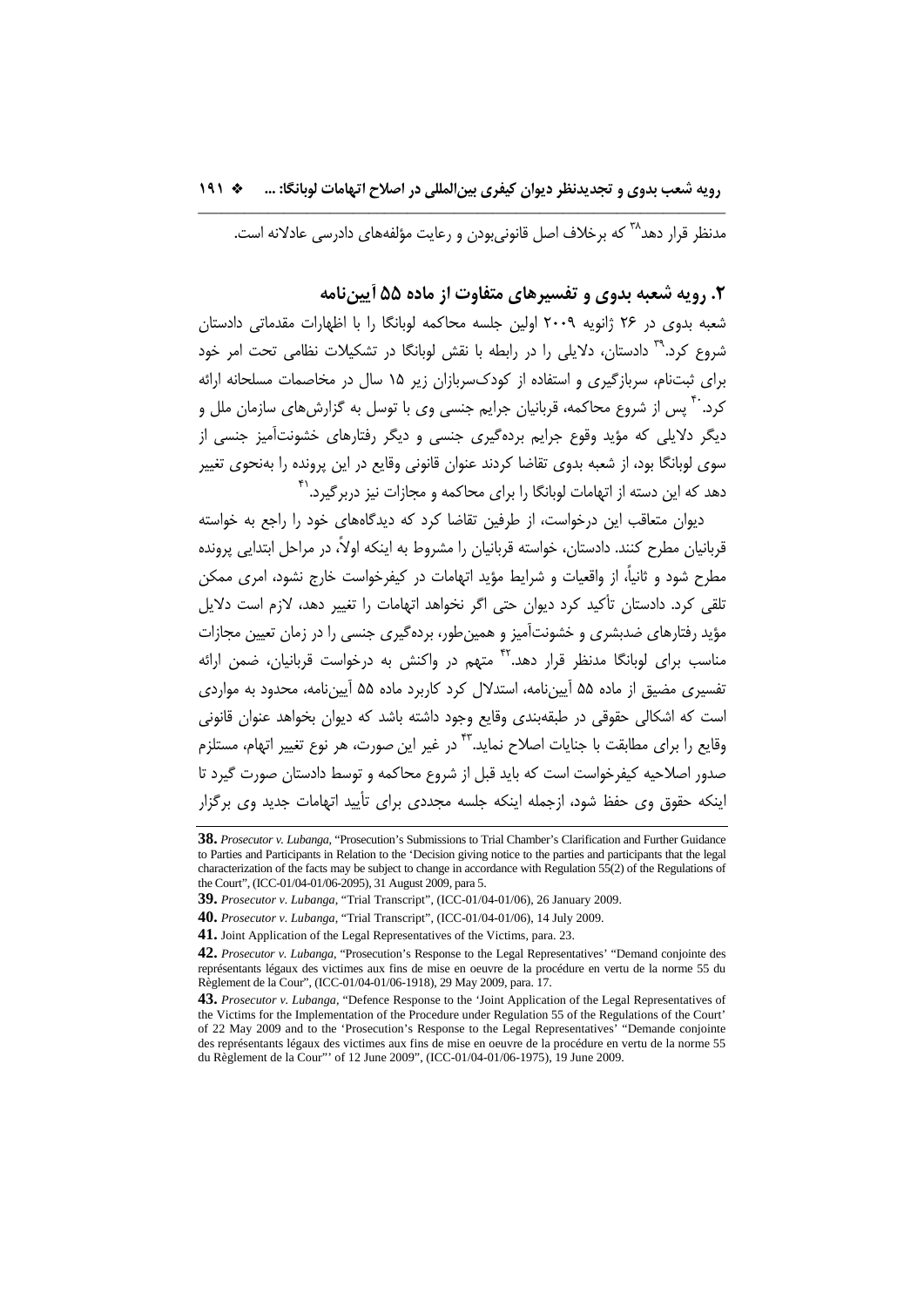مدنظر قرار دهد[38] که برخلاف اصل قانونی‌بودن و رعایت مؤلفه‌های دادرسی عادلانه است.

## ۲. رویه شعبه بدوی و تفسیرهای متفاوت از ماده ۵۵ آیین‌نامه

شعبه بدوی در ۲۶ ژانویه ۲۰۰۹ اولین جلسه محاکمه لوبانگا را با اظهارات مقدماتی دادستان شروع کرد.[39] دادستان، دلایلی را در رابطه با نقش لوبانگا در تشکیلات نظامی تحت امر خود برای ثبت‌نام، سربازگیری و استفاده از کودک‌سربازان زیر ۱۵ سال در مخاصمات مسلحانه ارائه کرد.[40] پس از شروع محاکمه، قربانیان جرایم جنسی وی با توسل به گزارش‌های سازمان ملل و دیگر دلایلی که مؤید وقوع جرایم برده‌گیری جنسی و دیگر رفتارهای خشونت‌آمیز جنسی از سوی لوبانگا بود، از شعبه بدوی تقاضا کردند عنوان قانونی وقایع در این پرونده را به‌نحوی تغییر دهد که این دسته از اتهامات لوبانگا را برای محاکمه و مجازات نیز دربرگیرد.[41]

دیوان متعاقب این درخواست، از طرفین تقاضا کرد که دیدگاه‌های خود را راجع به خواسته قربانیان مطرح کنند. دادستان، خواسته قربانیان را مشروط به اینکه اولاً، در مراحل ابتدایی پرونده مطرح شود و ثانیاً، از واقعیات و شرایط مؤید اتهامات در کیفرخواست خارج نشود، امری ممکن تلقی کرد. دادستان تأکید کرد دیوان حتی اگر نخواهد اتهامات را تغییر دهد، لازم است دلایل مؤید رفتارهای ضدبشری و خشونت‌آمیز و همین‌طور، برده‌گیری جنسی را در زمان تعیین مجازات مناسب برای لوبانگا مدنظر قرار دهد.[42] متهم در واکنش به درخواست قربانیان، ضمن ارائه تفسیری مضیق از ماده ۵۵ آیین‌نامه، استدلال کرد کاربرد ماده ۵۵ آیین‌نامه، محدود به مواردی است که اشکالی حقوقی در طبقه‌بندی وقایع وجود داشته باشد که دیوان بخواهد عنوان قانونی وقایع را برای مطابقت با جنایات اصلاح نماید.[43] در غیر این صورت، هر نوع تغییر اتهام، مستلزم صدور اصلاحیه کیفرخواست است که باید قبل از شروع محاکمه و توسط دادستان صورت گیرد تا اینکه حقوق وی حفظ شود، ازجمله اینکه جلسه مجددی برای تأیید اتهامات جدید وی برگزار

---

**38.** *Prosecutor v. Lubanga*, "Prosecution's Submissions to Trial Chamber's Clarification and Further Guidance to Parties and Participants in Relation to the 'Decision giving notice to the parties and participants that the legal characterization of the facts may be subject to change in accordance with Regulation 55(2) of the Regulations of the Court", (ICC-01/04-01/06-2095), 31 August 2009, para 5.

**39.** *Prosecutor v. Lubanga*, "Trial Transcript", (ICC-01/04-01/06), 26 January 2009.

**40.** *Prosecutor v. Lubanga*, "Trial Transcript", (ICC-01/04-01/06), 14 July 2009.

**41.** Joint Application of the Legal Representatives of the Victims, para. 23.

**42.** *Prosecutor v. Lubanga*, "Prosecution's Response to the Legal Representatives' "Demand conjointe des représentants légaux des victimes aux fins de mise en oeuvre de la procédure en vertu de la norme 55 du Règlement de la Cour", (ICC-01/04-01/06-1918), 29 May 2009, para. 17.

**43.** *Prosecutor v. Lubanga*, "Defence Response to the 'Joint Application of the Legal Representatives of the Victims for the Implementation of the Procedure under Regulation 55 of the Regulations of the Court' of 22 May 2009 and to the 'Prosecution's Response to the Legal Representatives' "Demande conjointe des représentants légaux des victimes aux fins de mise en oeuvre de la procédure en vertu de la norme 55 du Règlement de la Cour"' of 12 June 2009", (ICC-01/04-01/06-1975), 19 June 2009.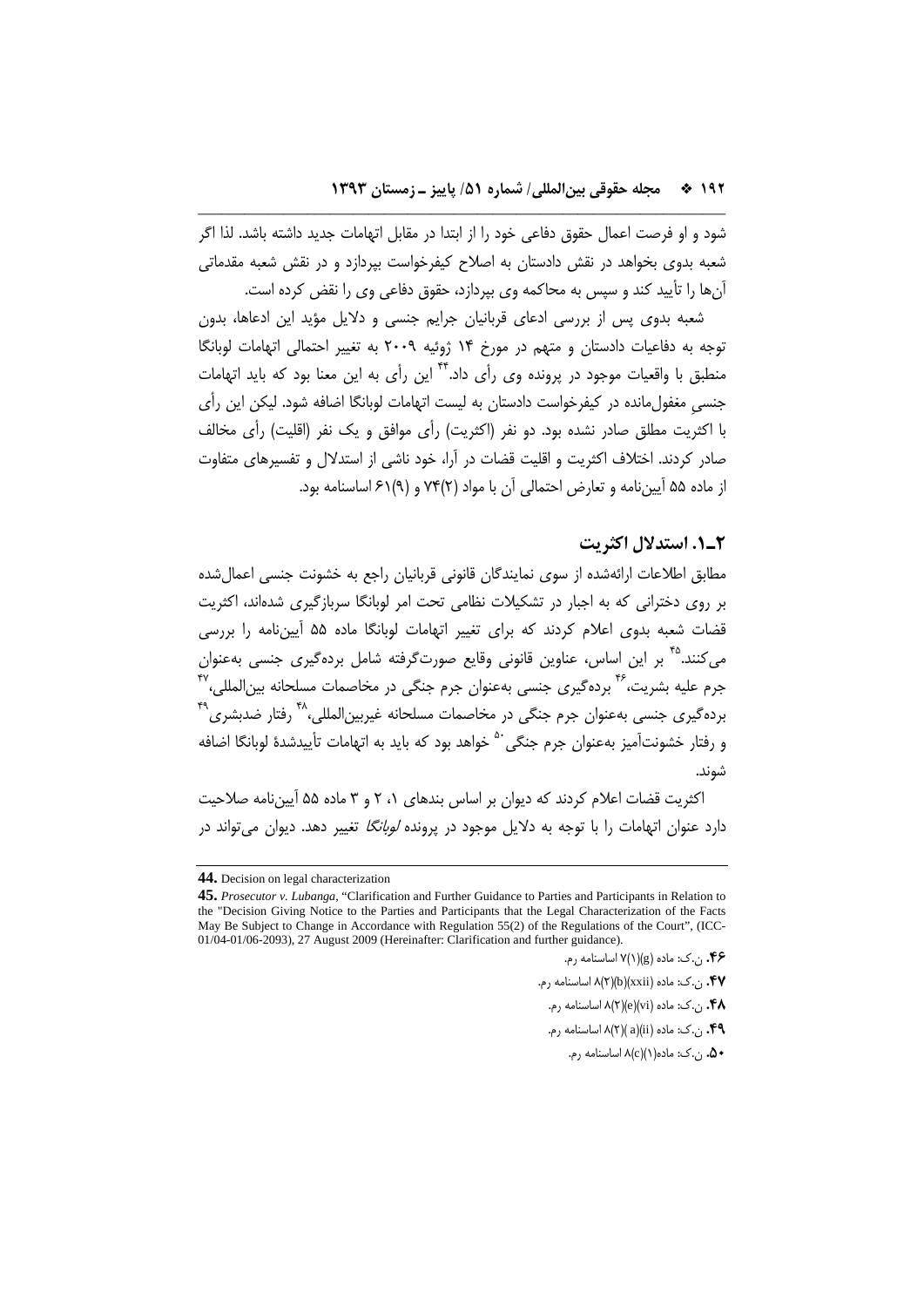شود و او فرصت اعمال حقوق دفاعی خود را از ابتدا در مقابل اتهامات جدید داشته باشد. لذا اگر شعبه بدوی بخواهد در نقش دادستان به اصلاح کیفرخواست بپردازد و در نقش شعبه مقدماتی آن‌ها را تأیید کند و سپس به محاکمه وی بپردازد، حقوق دفاعی وی را نقض کرده است.

شعبه بدوی پس از بررسی ادعای قربانیان جرایم جنسی و دلایل مؤید این ادعاها، بدون توجه به دفاعیات دادستان و متهم در مورخ ۱۴ ژوئیه ۲۰۰۹ به تغییر احتمالی اتهامات لوبانگا منطبق با واقعیات موجود در پرونده وی رأی داد.[44] این رأی به این معنا بود که باید اتهامات جنسیِ مغفول‌مانده در کیفرخواست دادستان به لیست اتهامات لوبانگا اضافه شود. لیکن این رأی با اکثریت مطلق صادر نشده بود. دو نفر (اکثریت) رأی موافق و یک نفر (اقلیت) رأی مخالف صادر کردند. اختلاف اکثریت و اقلیت قضات در آرا، خود ناشی از استدلال و تفسیرهای متفاوت از ماده ۵۵ آیین‌نامه و تعارض احتمالی آن با مواد ۷۴(۲) و ۶۱(۹) اساسنامه بود.

## ۲ـ۱. استدلال اکثریت

مطابق اطلاعات ارائه‌شده از سوی نمایندگان قانونی قربانیان راجع به خشونت جنسی اعمال‌شده بر روی دخترانی که به اجبار در تشکیلات نظامی تحت امر لوبانگا سربازگیری شده‌اند، اکثریت قضات شعبه بدوی اعلام کردند که برای تغییر اتهامات لوبانگا ماده ۵۵ آیین‌نامه را بررسی می‌کنند.[45] بر این اساس، عناوین قانونی وقایع صورت‌گرفته شامل برده‌گیری جنسی به‌عنوان جرم علیه بشریت،[46] برده‌گیری جنسی به‌عنوان جرم جنگی در مخاصمات مسلحانه بین‌المللی،[47] برده‌گیری جنسی به‌عنوان جرم جنگی در مخاصمات مسلحانه غیربین‌المللی،[48] رفتار ضدبشری[49] و رفتار خشونت‌آمیز به‌عنوان جرم جنگی[50] خواهد بود که باید به اتهامات تأییدشدهٔ لوبانگا اضافه شوند.

اکثریت قضات اعلام کردند که دیوان بر اساس بندهای ۱، ۲ و ۳ ماده ۵۵ آیین‌نامه صلاحیت دارد عنوان اتهامات را با توجه به دلایل موجود در پرونده *لوبانگا* تغییر دهد. دیوان می‌تواند در

---

**44.** Decision on legal characterization

**45.** *Prosecutor v. Lubanga*, "Clarification and Further Guidance to Parties and Participants in Relation to the "Decision Giving Notice to the Parties and Participants that the Legal Characterization of the Facts May Be Subject to Change in Accordance with Regulation 55(2) of the Regulations of the Court", (ICC-01/04-01/06-2093), 27 August 2009 (Hereinafter: Clarification and further guidance).

**۴۶.** ن.ک: ماده ۷(۱)(g) اساسنامه رم.

**۴۷.** ن.ک: ماده ۸(۲)(b)(xxii) اساسنامه رم.

**۴۸.** ن.ک: ماده ۸(۲)(e)(vi) اساسنامه رم.

**۴۹.** ن.ک: ماده ۸(۲)(a)(ii) اساسنامه رم.

**۵۰.** ن.ک: ماده ۸(۱)(c) اساسنامه رم.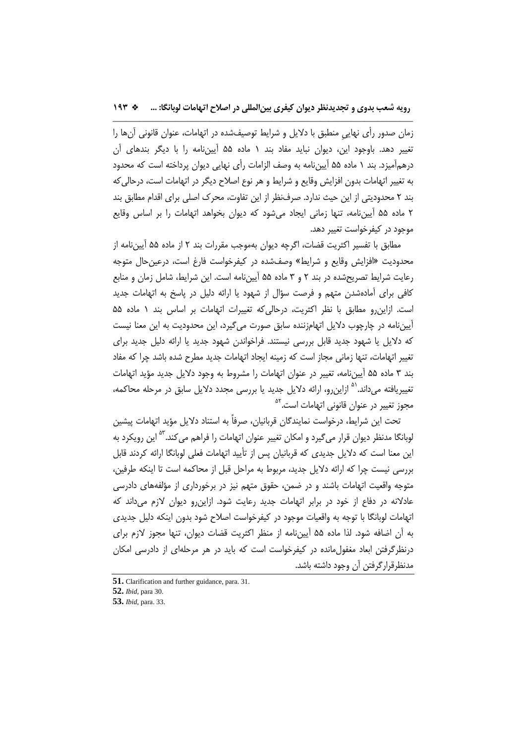زمان صدور رأی نهاییِ منطبق با دلایل و شرایط توصیف‌شده در اتهامات، عنوان قانونی آن‌ها را تغییر دهد. باوجود این، دیوان نباید مفاد بند ۱ ماده ۵۵ آیین‌نامه را با دیگر بندهای آن درهم‌آمیزد. بند ۱ ماده ۵۵ آیین‌نامه به وصف الزامات رأی نهایی دیوان پرداخته است که محدود به تغییر اتهامات بدون افزایش وقایع و شرایط و هر نوع اصلاح دیگر در اتهامات است، درحالی‌که بند ۲ محدودیتی از این حیث ندارد. صرف‌نظر از این تفاوت، محرک اصلی برای اقدام مطابق بند ۲ ماده ۵۵ آیین‌نامه، تنها زمانی ایجاد می‌شود که دیوان بخواهد اتهامات را بر اساس وقایع موجود در کیفرخواست تغییر دهد.

مطابق با تفسیر اکثریت قضات، اگرچه دیوان به‌موجب مقررات بند ۲ از ماده ۵۵ آیین‌نامه از محدودیت «افزایش وقایع و شرایط» وصف‌شده در کیفرخواست فارغ است، درعین‌حال متوجه رعایت شرایط تصریح‌شده در بند ۲ و ۳ ماده ۵۵ آیین‌نامه است. این شرایط، شامل زمان و منابع کافی برای آماده‌شدن متهم و فرصت سؤال از شهود یا ارائه دلیل در پاسخ به اتهامات جدید است. ازاین‌رو مطابق با نظر اکثریت، درحالی‌که تغییرات اتهامات بر اساس بند ۱ ماده ۵۵ آیین‌نامه در چارچوب دلایل اتهام‌زننده سابق صورت می‌گیرد، این محدودیت به این معنا نیست که دلایل یا شهود جدید قابل بررسی نیستند. فراخواندن شهود جدید یا ارائه دلیل جدید برای تغییر اتهامات، تنها زمانی مجاز است که زمینه ایجاد اتهامات جدید مطرح شده باشد چرا که مفاد بند ۳ ماده ۵۵ آیین‌نامه، تغییر در عنوان اتهامات را مشروط به وجود دلایل جدید مؤید اتهامات تغییریافته می‌داند.[51] ازاین‌رو، ارائه دلایل جدید یا بررسی مجدد دلایل سابق در مرحله محاکمه، مجوز تغییر در عنوان قانونی اتهامات است.[52]

تحت این شرایط، درخواست نمایندگان قربانیان، صرفاً به استناد دلایل مؤید اتهامات پیشین لوبانگا مدنظر دیوان قرار می‌گیرد و امکان تغییر عنوان اتهامات را فراهم می‌کند.[53] این رویکرد به این معنا است که دلایل جدیدی که قربانیان پس از تأیید اتهامات فعلی لوبانگا ارائه کردند قابل بررسی نیست چرا که ارائه دلایل جدید، مربوط به مراحل قبل از محاکمه است تا اینکه طرفین، متوجه واقعیت اتهامات باشند و در ضمن، حقوق متهم نیز در برخورداری از مؤلفه‌های دادرسی عادلانه در دفاع از خود در برابر اتهامات جدید رعایت شود. ازاین‌رو دیوان لازم می‌داند که اتهامات لوبانگا با توجه به واقعیات موجود در کیفرخواست اصلاح شود بدون اینکه دلیل جدیدی به آن اضافه شود. لذا ماده ۵۵ آیین‌نامه از منظر اکثریت قضات دیوان، تنها مجوز لازم برای درنظرگرفتن ابعاد مغفول‌مانده در کیفرخواست است که باید در هر مرحله‌ای از دادرسی امکان مدنظرقرارگرفتن آن وجود داشته باشد.

---

**51.** Clarification and further guidance, para. 31.

**52.** *Ibid*, para 30.

**53.** *Ibid*, para. 33.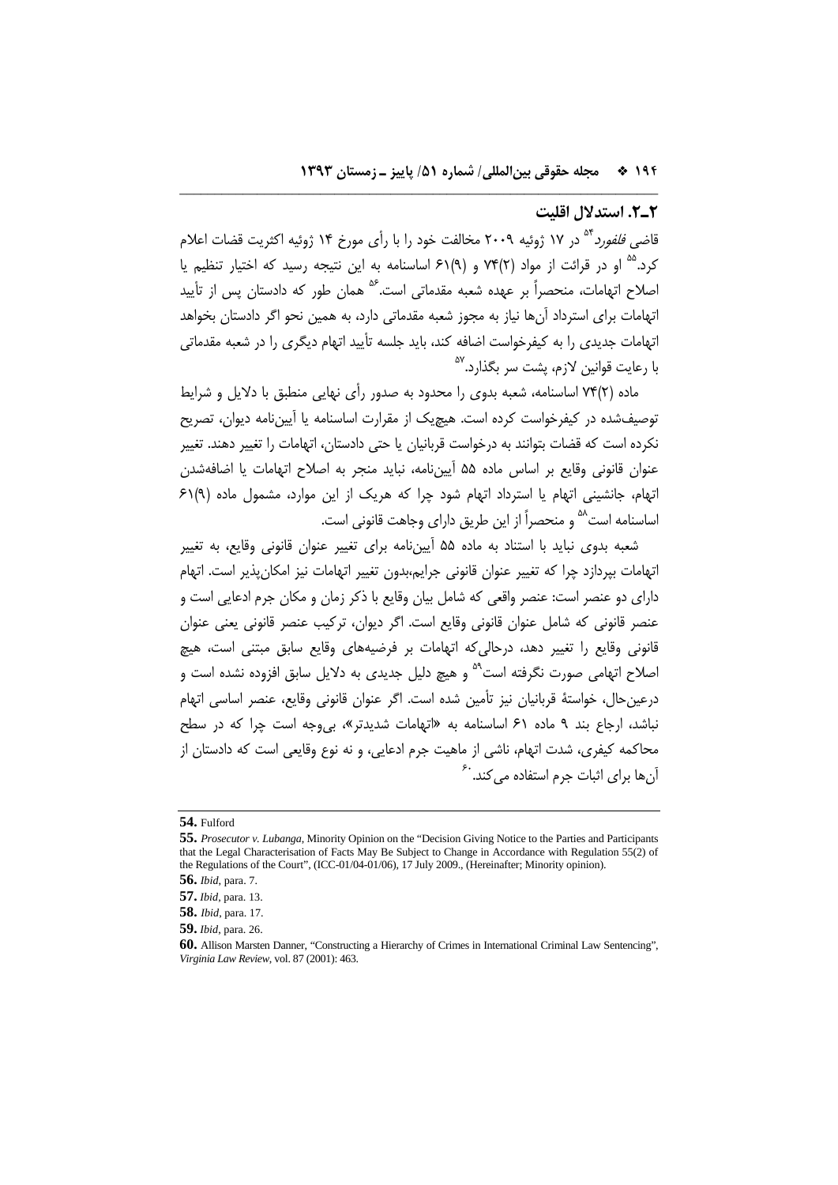## ۲ـ۲. استدلال اقلیت

قاضی *فلفورد*[54] در ۱۷ ژوئیه ۲۰۰۹ مخالفت خود را با رأی مورخ ۱۴ ژوئیه اکثریت قضات اعلام کرد.[55] او در قرائت از مواد (۲)۷۴ و (۹)۶۱ اساسنامه به این نتیجه رسید که اختیار تنظیم یا اصلاح اتهامات، منحصراً بر عهده شعبه مقدماتی است.[56] همان طور که دادستان پس از تأیید اتهامات برای استرداد آن‌ها نیاز به مجوز شعبه مقدماتی دارد، به همین نحو اگر دادستان بخواهد اتهامات جدیدی را به کیفرخواست اضافه کند، باید جلسه تأیید اتهام دیگری را در شعبه مقدماتی با رعایت قوانین لازم، پشت سر بگذارد.[57]

ماده (۲)۷۴ اساسنامه، شعبه بدوی را محدود به صدور رأی نهایی منطبق با دلایل و شرایط توصیف‌شده در کیفرخواست کرده است. هیچ‌یک از مقررات اساسنامه یا آیین‌نامه دیوان، تصریح نکرده است که قضات بتوانند به درخواست قربانیان یا حتی دادستان، اتهامات را تغییر دهند. تغییر عنوان قانونی وقایع بر اساس ماده ۵۵ آیین‌نامه، نباید منجر به اصلاح اتهامات یا اضافه‌شدن اتهام، جانشینی اتهام یا استرداد اتهام شود چرا که هریک از این موارد، مشمول ماده (۹)۶۱ اساسنامه است[58] و منحصراً از این طریق دارای وجاهت قانونی است.

شعبه بدوی نباید با استناد به ماده ۵۵ آیین‌نامه برای تغییر عنوان قانونی وقایع، به تغییر اتهامات بپردازد چرا که تغییر عنوان قانونی جرایم،بدون تغییر اتهامات نیز امکان‌پذیر است. اتهام دارای دو عنصر است: عنصر واقعی که شامل بیان وقایع با ذکر زمان و مکان جرم ادعایی است و عنصر قانونی که شامل عنوان قانونی وقایع است. اگر دیوان، ترکیب عنصر قانونی یعنی عنوان قانونی وقایع را تغییر دهد، درحالی‌که اتهامات بر فرضیه‌های وقایع سابق مبتنی است، هیچ اصلاح اتهامی صورت نگرفته است[59] و هیچ دلیل جدیدی به دلایل سابق افزوده نشده است و درعین‌حال، خواستهٔ قربانیان نیز تأمین شده است. اگر عنوان قانونی وقایع، عنصر اساسی اتهام نباشد، ارجاع بند ۹ ماده ۶۱ اساسنامه به «اتهامات شدیدتر»، بی‌وجه است چرا که در سطح محاکمه کیفری، شدت اتهام، ناشی از ماهیت جرم ادعایی، و نه نوع وقایعی است که دادستان از آن‌ها برای اثبات جرم استفاده می‌کند.[60]

---

**54.** Fulford

**55.** *Prosecutor v. Lubanga*, Minority Opinion on the "Decision Giving Notice to the Parties and Participants that the Legal Characterisation of Facts May Be Subject to Change in Accordance with Regulation 55(2) of the Regulations of the Court", (ICC-01/04-01/06), 17 July 2009., (Hereinafter; Minority opinion).

**56.** *Ibid*, para. 7.

**57.** *Ibid*, para. 13.

**58.** *Ibid*, para. 17.

**59.** *Ibid*, para. 26.

**60.** Allison Marsten Danner, "Constructing a Hierarchy of Crimes in International Criminal Law Sentencing", *Virginia Law Review*, vol. 87 (2001): 463.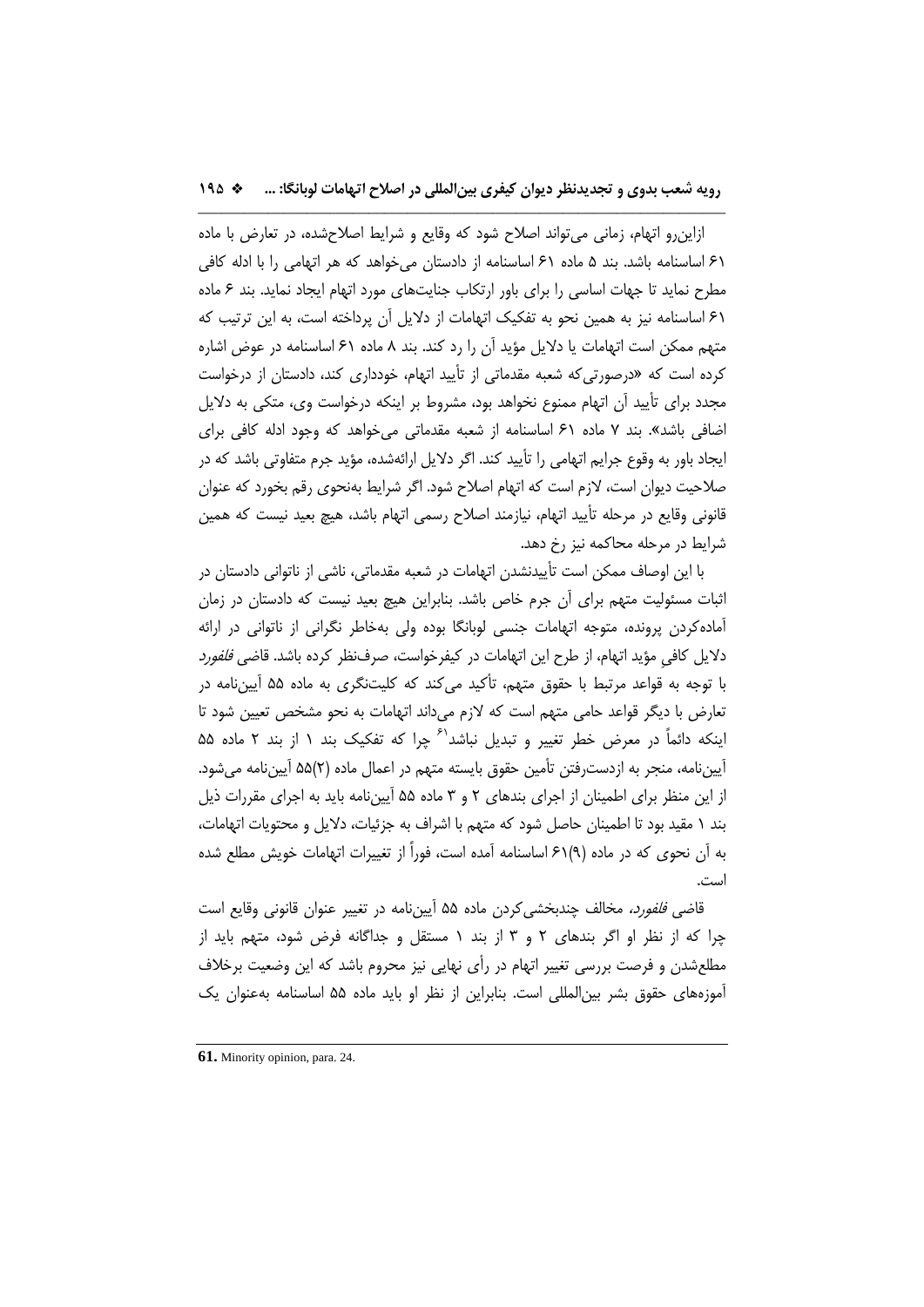ازاین‌رو اتهام، زمانی می‌تواند اصلاح شود که وقایع و شرایط اصلاح‌شده، در تعارض با ماده ۶۱ اساسنامه باشد. بند ۵ ماده ۶۱ اساسنامه از دادستان می‌خواهد که هر اتهامی را با ادله کافی مطرح نماید تا جهات اساسی را برای باور ارتکاب جنایت‌های مورد اتهام ایجاد نماید. بند ۶ ماده ۶۱ اساسنامه نیز به همین نحو به تفکیک اتهامات از دلایل آن پرداخته است، به این ترتیب که متهم ممکن است اتهامات یا دلایل مؤید آن را رد کند. بند ۸ ماده ۶۱ اساسنامه در عوض اشاره کرده است که «درصورتی‌که شعبه مقدماتی از تأیید اتهام، خودداری کند، دادستان از درخواست مجدد برای تأیید آن اتهام ممنوع نخواهد بود، مشروط بر اینکه درخواست وی، متکی به دلایل اضافی باشد». بند ۷ ماده ۶۱ اساسنامه از شعبه مقدماتی می‌خواهد که وجود ادله کافی برای ایجاد باور به وقوع جرایم اتهامی را تأیید کند. اگر دلایل ارائه‌شده، مؤید جرم متفاوتی باشد که در صلاحیت دیوان است، لازم است که اتهام اصلاح شود. اگر شرایط به‌نحوی رقم بخورد که عنوان قانونی وقایع در مرحله تأیید اتهام، نیازمند اصلاح رسمی اتهام باشد، هیچ بعید نیست که همین شرایط در مرحله محاکمه نیز رخ دهد.

با این اوصاف ممکن است تأییدنشدن اتهامات در شعبه مقدماتی، ناشی از ناتوانی دادستان در اثبات مسئولیت متهم برای آن جرم خاص باشد. بنابراین هیچ بعید نیست که دادستان در زمان آماده‌کردن پرونده، متوجه اتهامات جنسی لوبانگا بوده ولی به‌خاطر نگرانی از ناتوانی در ارائه دلایل کافیِ مؤید اتهام، از طرح این اتهامات در کیفرخواست، صرف‌نظر کرده باشد. قاضی *فلفورد* با توجه به قواعد مرتبط با حقوق متهم، تأکید می‌کند که کلیت‌نگری به ماده ۵۵ آیین‌نامه در تعارض با دیگر قواعد حامی متهم است که لازم می‌داند اتهامات به نحو مشخص تعیین شود تا اینکه دائماً در معرض خطر تغییر و تبدیل نباشد[61] چرا که تفکیک بند ۱ از بند ۲ ماده ۵۵ آیین‌نامه، منجر به ازدست‌رفتن تأمین حقوق بایسته متهم در اعمال ماده (۲)۵۵ آیین‌نامه می‌شود. از این منظر برای اطمینان از اجرای بندهای ۲ و ۳ ماده ۵۵ آیین‌نامه باید به اجرای مقررات ذیل بند ۱ مقید بود تا اطمینان حاصل شود که متهم با اشراف به جزئیات، دلایل و محتویات اتهامات، به آن نحوی که در ماده (۹)۶۱ اساسنامه آمده است، فوراً از تغییرات اتهامات خویش مطلع شده است.

قاضی *فلفورد*، مخالف چندبخشی‌کردن ماده ۵۵ آیین‌نامه در تغییر عنوان قانونی وقایع است چرا که از نظر او اگر بندهای ۲ و ۳ از بند ۱ مستقل و جداگانه فرض شود، متهم باید از مطلع‌شدن و فرصت بررسی تغییر اتهام در رأی نهایی نیز محروم باشد که این وضعیت برخلاف آموزه‌های حقوق بشر بین‌المللی است. بنابراین از نظر او باید ماده ۵۵ اساسنامه به‌عنوان یک

---

**61.** Minority opinion, para. 24.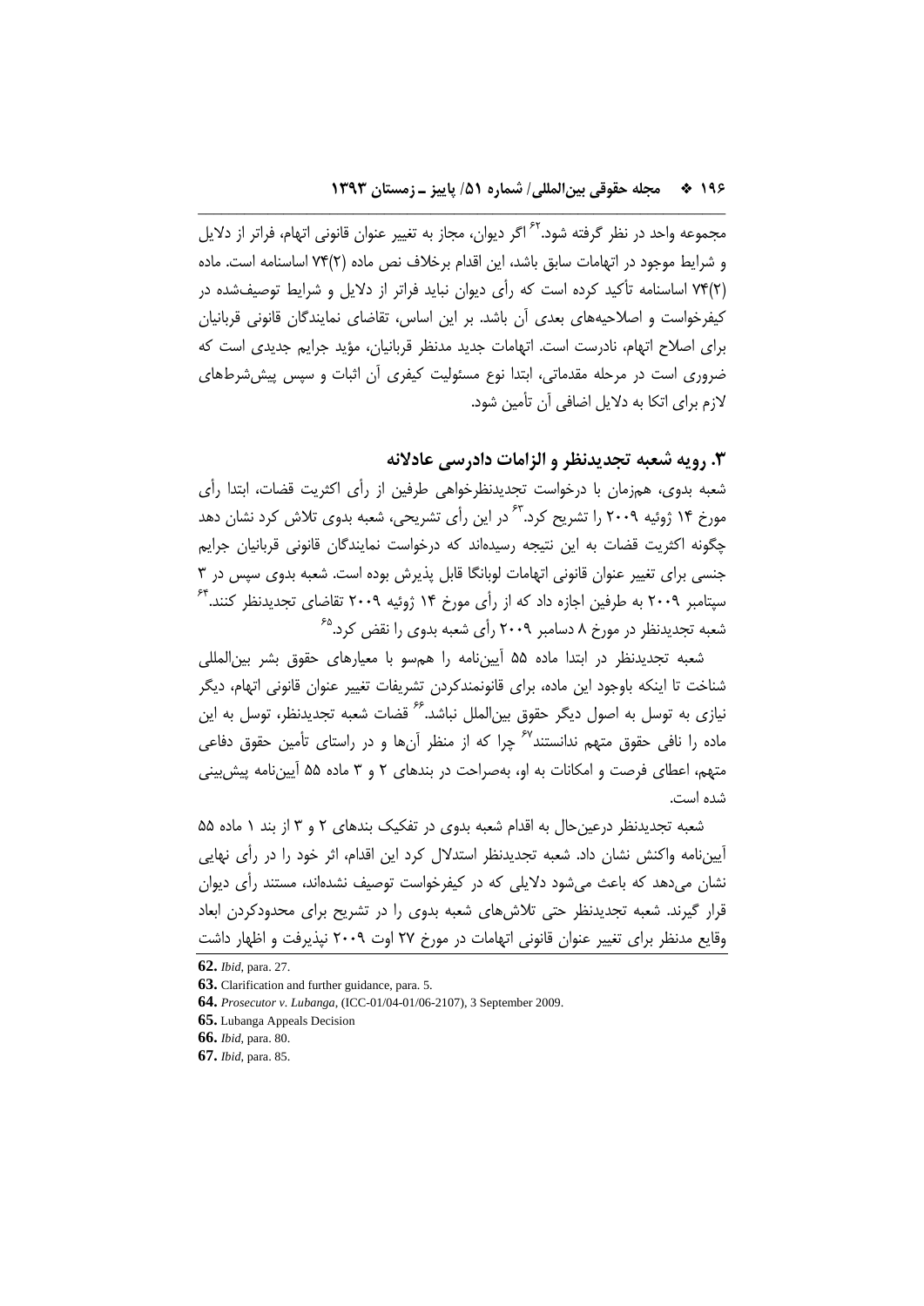مجموعه واحد در نظر گرفته شود.[62] اگر دیوان، مجاز به تغییر عنوان قانونی اتهام، فراتر از دلایل و شرایط موجود در اتهامات سابق باشد، این اقدام برخلاف نص ماده (۲)۷۴ اساسنامه است. ماده (۲)۷۴ اساسنامه تأکید کرده است که رأی دیوان نباید فراتر از دلایل و شرایط توصیف‌شده در کیفرخواست و اصلاحیه‌های بعدی آن باشد. بر این اساس، تقاضای نمایندگان قانونی قربانیان برای اصلاح اتهام، نادرست است. اتهامات جدید مدنظر قربانیان، مؤید جرایم جدیدی است که ضروری است در مرحله مقدماتی، ابتدا نوع مسئولیت کیفری آن اثبات و سپس پیش‌شرط‌های لازم برای اتکا به دلایل اضافی آن تأمین شود.

## ۳. رویه شعبه تجدیدنظر و الزامات دادرسی عادلانه

شعبه بدوی، همزمان با درخواست تجدیدنظرخواهی طرفین از رأی اکثریت قضات، ابتدا رأی مورخ ۱۴ ژوئیه ۲۰۰۹ را تشریح کرد.[63] در این رأی تشریحی، شعبه بدوی تلاش کرد نشان دهد چگونه اکثریت قضات به این نتیجه رسیده‌اند که درخواست نمایندگان قانونی قربانیان جرایم جنسی برای تغییر عنوان قانونی اتهامات لوبانگا قابل پذیرش بوده است. شعبه بدوی سپس در ۳ سپتامبر ۲۰۰۹ به طرفین اجازه داد که از رأی مورخ ۱۴ ژوئیه ۲۰۰۹ تقاضای تجدیدنظر کنند.[64] شعبه تجدیدنظر در مورخ ۸ دسامبر ۲۰۰۹ رأی شعبه بدوی را نقض کرد.[65]

شعبه تجدیدنظر در ابتدا ماده ۵۵ آیین‌نامه را هم‌سو با معیارهای حقوق بشر بین‌المللی شناخت تا اینکه باوجود این ماده، برای قانونمندکردن تشریفات تغییر عنوان قانونی اتهام، دیگر نیازی به توسل به اصول دیگر حقوق بین‌الملل نباشد.[66] قضات شعبه تجدیدنظر، توسل به این ماده را نافی حقوق متهم ندانستند[67] چرا که از منظر آن‌ها و در راستای تأمین حقوق دفاعی متهم، اعطای فرصت و امکانات به او، به‌صراحت در بندهای ۲ و ۳ ماده ۵۵ آیین‌نامه پیش‌بینی شده است.

شعبه تجدیدنظر درعین‌حال به اقدام شعبه بدوی در تفکیک بندهای ۲ و ۳ از بند ۱ ماده ۵۵ آیین‌نامه واکنش نشان داد. شعبه تجدیدنظر استدلال کرد این اقدام، اثر خود را در رأی نهایی نشان می‌دهد که باعث می‌شود دلایلی که در کیفرخواست توصیف نشده‌اند، مستند رأی دیوان قرار گیرند. شعبه تجدیدنظر حتی تلاش‌های شعبه بدوی را در تشریح برای محدودکردن ابعاد وقایع مدنظر برای تغییر عنوان قانونی اتهامات در مورخ ۲۷ اوت ۲۰۰۹ نپذیرفت و اظهار داشت

---

62. *Ibid*, para. 27.
63. Clarification and further guidance, para. 5.
64. *Prosecutor v. Lubanga*, (ICC-01/04-01/06-2107), 3 September 2009.
65. Lubanga Appeals Decision
66. *Ibid*, para. 80.
67. *Ibid*, para. 85.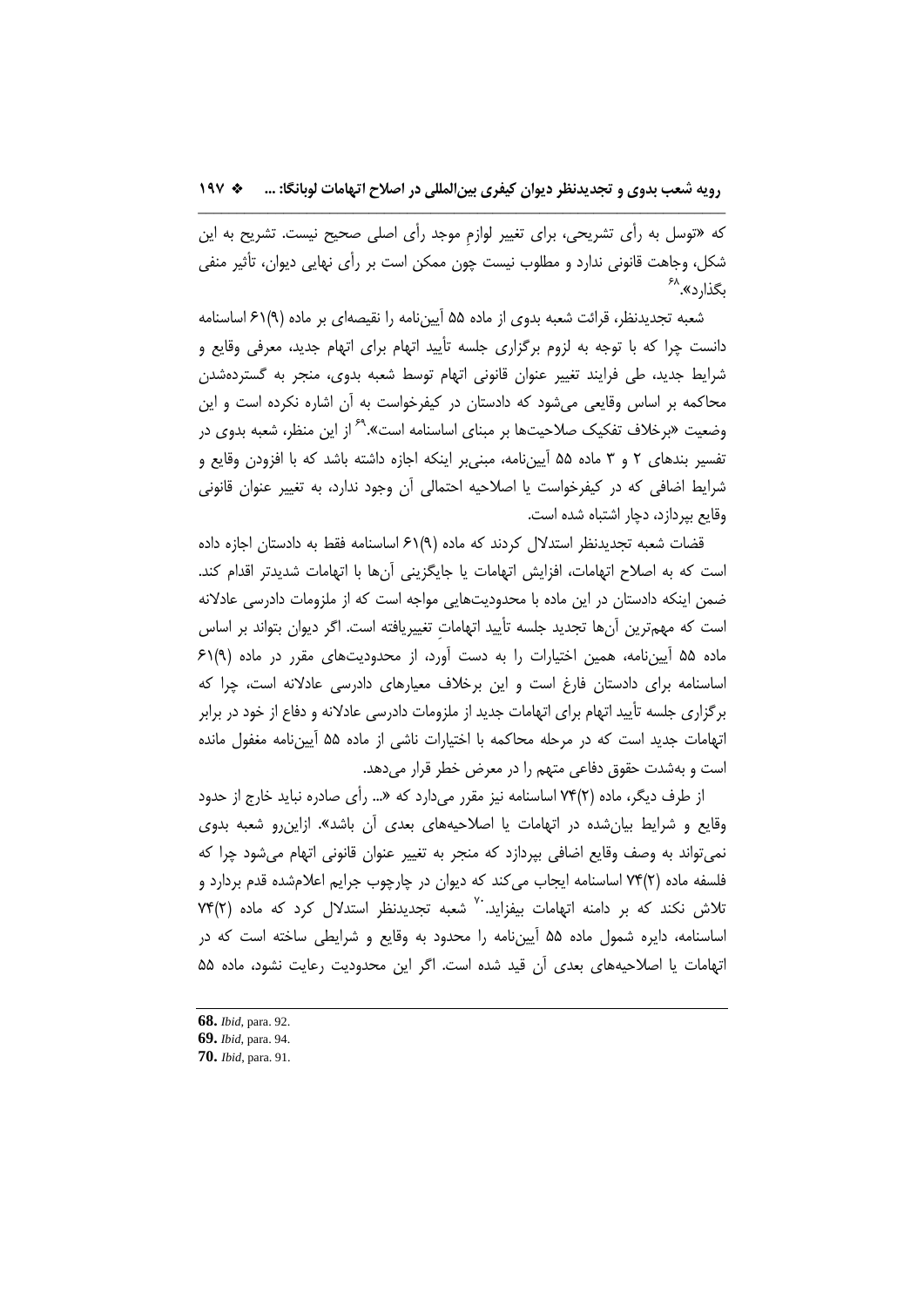که «توسل به رأی تشریحی، برای تغییر لوازمِ موجد رأی اصلی صحیح نیست. تشریح به این شکل، وجاهت قانونی ندارد و مطلوب نیست چون ممکن است بر رأی نهایی دیوان، تأثیر منفی بگذارد».[68]

شعبه تجدیدنظر، قرائت شعبه بدوی از ماده ۵۵ آیین‌نامه را نقیصه‌ای بر ماده (۹)۶۱ اساسنامه دانست چرا که با توجه به لزوم برگزاری جلسه تأیید اتهام برای اتهام جدید، معرفی وقایع و شرایط جدید، طی فرایند تغییر عنوان قانونی اتهام توسط شعبه بدوی، منجر به گسترده‌شدن محاکمه بر اساس وقایعی می‌شود که دادستان در کیفرخواست به آن اشاره نکرده است و این وضعیت «برخلاف تفکیک صلاحیت‌ها بر مبنای اساسنامه است».[69] از این منظر، شعبه بدوی در تفسیر بندهای ۲ و ۳ ماده ۵۵ آیین‌نامه، مبنی‌بر اینکه اجازه داشته باشد که با افزودن وقایع و شرایط اضافی که در کیفرخواست یا اصلاحیه احتمالی آن وجود ندارد، به تغییر عنوان قانونی وقایع بپردازد، دچار اشتباه شده است.

قضات شعبه تجدیدنظر استدلال کردند که ماده (۹)۶۱ اساسنامه فقط به دادستان اجازه داده است که به اصلاح اتهامات، افزایش اتهامات یا جایگزینی آن‌ها با اتهامات شدیدتر اقدام کند. ضمن اینکه دادستان در این ماده با محدودیت‌هایی مواجه است که از ملزومات دادرسی عادلانه است که مهم‌ترین آن‌ها تجدید جلسه تأیید اتهاماتِ تغییریافته است. اگر دیوان بتواند بر اساس ماده ۵۵ آیین‌نامه، همین اختیارات را به دست آورد، از محدودیت‌های مقرر در ماده (۹)۶۱ اساسنامه برای دادستان فارغ است و این برخلاف معیارهای دادرسی عادلانه است، چرا که برگزاری جلسه تأیید اتهام برای اتهامات جدید از ملزومات دادرسی عادلانه و دفاع از خود در برابر اتهامات جدید است که در مرحله محاکمه با اختیارات ناشی از ماده ۵۵ آیین‌نامه مغفول مانده است و به‌شدت حقوق دفاعی متهم را در معرض خطر قرار می‌دهد.

از طرف دیگر، ماده (۲)۷۴ اساسنامه نیز مقرر می‌دارد که «... رأی صادره نباید خارج از حدود وقایع و شرایط بیان‌شده در اتهامات یا اصلاحیه‌های بعدی آن باشد». ازاین‌رو شعبه بدوی نمی‌تواند به وصف وقایع اضافی بپردازد که منجر به تغییر عنوان قانونی اتهام می‌شود چرا که فلسفه ماده (۲)۷۴ اساسنامه ایجاب می‌کند که دیوان در چارچوب جرایم اعلام‌شده قدم بردارد و تلاش نکند که بر دامنه اتهامات بیفزاید.[70] شعبه تجدیدنظر استدلال کرد که ماده (۲)۷۴ اساسنامه، دایره شمول ماده ۵۵ آیین‌نامه را محدود به وقایع و شرایطی ساخته است که در اتهامات یا اصلاحیه‌های بعدی آن قید شده است. اگر این محدودیت رعایت نشود، ماده ۵۵

---

**68.** *Ibid*, para. 92.
**69.** *Ibid*, para. 94.
**70.** *Ibid*, para. 91.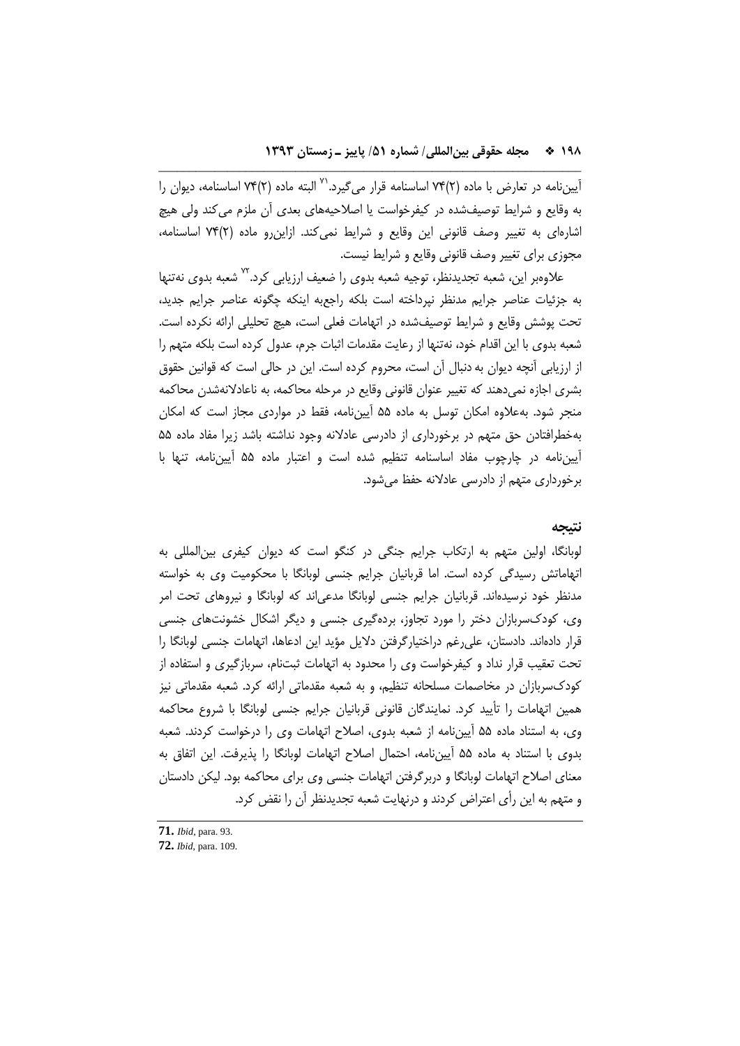آیین‌نامه در تعارض با ماده (۲)۷۴ اساسنامه قرار می‌گیرد.[۷۱] البته ماده (۲)۷۴ اساسنامه، دیوان را به وقایع و شرایط توصیف‌شده در کیفرخواست یا اصلاحیه‌های بعدی آن ملزم می‌کند ولی هیچ اشاره‌ای به تغییر وصف قانونی این وقایع و شرایط نمی‌کند. ازاین‌رو ماده (۲)۷۴ اساسنامه، مجوزی برای تغییر وصف قانونی وقایع و شرایط نیست.

علاوه‌بر این، شعبه تجدیدنظر، توجیه شعبه بدوی را ضعیف ارزیابی کرد.[۷۲] شعبه بدوی نه‌تنها به جزئیات عناصر جرایم مدنظر نپرداخته است بلکه راجع‌به اینکه چگونه عناصر جرایم جدید، تحت پوشش وقایع و شرایط توصیف‌شده در اتهامات فعلی است، هیچ تحلیلی ارائه نکرده است. شعبه بدوی با این اقدام خود، نه‌تنها از رعایت مقدمات اثبات جرم، عدول کرده است بلکه متهم را از ارزیابی آنچه دیوان به دنبال آن است، محروم کرده است. این در حالی است که قوانین حقوق بشری اجازه نمی‌دهند که تغییر عنوان قانونی وقایع در مرحله محاکمه، به ناعادلانه‌شدن محاکمه منجر شود. به‌علاوه امکان توسل به ماده ۵۵ آیین‌نامه، فقط در مواردی مجاز است که امکان به‌خطرافتادن حق متهم در برخورداری از دادرسی عادلانه وجود نداشته باشد زیرا مفاد ماده ۵۵ آیین‌نامه در چارچوب مفاد اساسنامه تنظیم شده است و اعتبار ماده ۵۵ آیین‌نامه، تنها با برخورداری متهم از دادرسی عادلانه حفظ می‌شود.

## نتیجه

لوبانگا، اولین متهم به ارتکاب جرایم جنگی در کنگو است که دیوان کیفری بین‌المللی به اتهاماتش رسیدگی کرده است. اما قربانیان جرایم جنسی لوبانگا با محکومیت وی به خواسته مدنظر خود نرسیده‌اند. قربانیان جرایم جنسی لوبانگا مدعی‌اند که لوبانگا و نیروهای تحت امر وی، کودک‌سربازان دختر را مورد تجاوز، برده‌گیری جنسی و دیگر اشکال خشونت‌های جنسی قرار داده‌اند. دادستان، علی‌رغم دراختیارگرفتن دلایل مؤید این ادعاها، اتهامات جنسی لوبانگا را تحت تعقیب قرار نداد و کیفرخواست وی را محدود به اتهامات ثبت‌نام، سربازگیری و استفاده از کودک‌سربازان در مخاصمات مسلحانه تنظیم، و به شعبه مقدماتی ارائه کرد. شعبه مقدماتی نیز همین اتهامات را تأیید کرد. نمایندگان قانونی قربانیان جرایم جنسی لوبانگا با شروع محاکمه وی، به استناد ماده ۵۵ آیین‌نامه از شعبه بدوی، اصلاح اتهامات وی را درخواست کردند. شعبه بدوی با استناد به ماده ۵۵ آیین‌نامه، احتمال اصلاح اتهامات لوبانگا را پذیرفت. این اتفاق به معنای اصلاح اتهامات لوبانگا و دربرگرفتن اتهامات جنسی وی برای محاکمه بود. لیکن دادستان و متهم به این رأی اعتراض کردند و درنهایت شعبه تجدیدنظر آن را نقض کرد.

---

**71.** *Ibid*, para. 93.

**72.** *Ibid*, para. 109.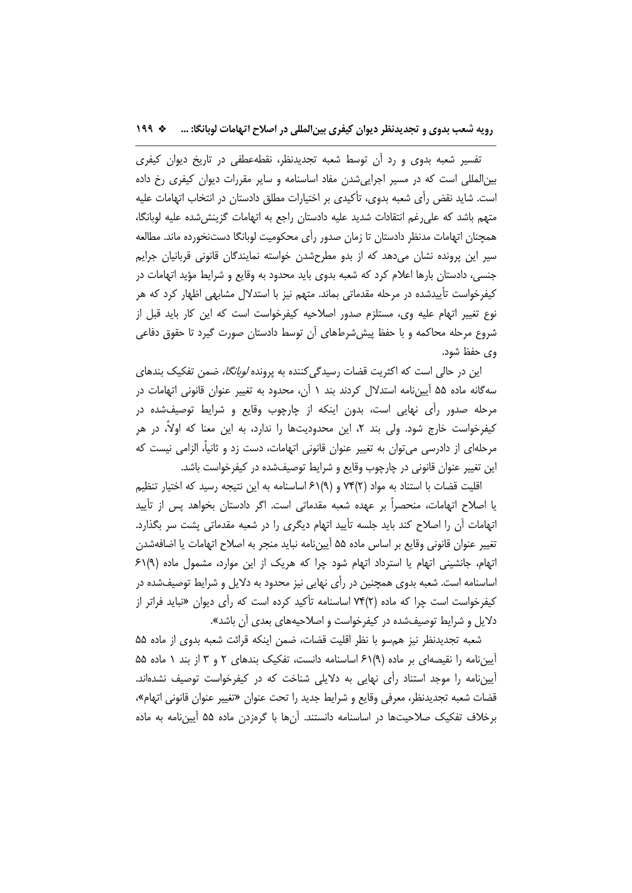تفسیر شعبه بدوی و رد آن توسط شعبه تجدیدنظر، نقطه‌عطفی در تاریخ دیوان کیفری بین‌المللی است که در مسیر اجرایی‌شدن مفاد اساسنامه و سایر مقررات دیوان کیفری رخ داده است. شاید نقض رأی شعبه بدوی، تأکیدی بر اختیارات مطلق دادستان در انتخاب اتهامات علیه متهم باشد که علی‌رغم انتقادات شدید علیه دادستان راجع به اتهامات گزینش‌شده علیه لوبانگا، همچنان اتهامات مدنظر دادستان تا زمان صدور رأی محکومیت لوبانگا دست‌نخورده ماند. مطالعه سیر این پرونده نشان می‌دهد که از بدو مطرح‌شدن خواسته نمایندگان قانونی قربانیان جرایم جنسی، دادستان بارها اعلام کرد که شعبه بدوی باید محدود به وقایع و شرایط مؤید اتهامات در کیفرخواست تأییدشده در مرحله مقدماتی بماند. متهم نیز با استدلال مشابهی اظهار کرد که هر نوع تغییر اتهام علیه وی، مستلزم صدور اصلاحیه کیفرخواست است که این کار باید قبل از شروع مرحله محاکمه و با حفظ پیش‌شرط‌های آن توسط دادستان صورت گیرد تا حقوق دفاعی وی حفظ شود.

این در حالی است که اکثریت قضات رسیدگی‌کننده به پرونده *لوبانگا*، ضمن تفکیک بندهای سه‌گانه ماده ۵۵ آیین‌نامه استدلال کردند بند ۱ آن، محدود به تغییر عنوان قانونی اتهامات در مرحله صدور رأی نهایی است، بدون اینکه از چارچوب وقایع و شرایط توصیف‌شده در کیفرخواست خارج شود. ولی بند ۲، این محدودیت‌ها را ندارد، به این معنا که اولاً، در هر مرحله‌ای از دادرسی می‌توان به تغییر عنوان قانونی اتهامات، دست زد و ثانیاً، الزامی نیست که این تغییر عنوان قانونی در چارچوب وقایع و شرایط توصیف‌شده در کیفرخواست باشد.

اقلیت قضات با استناد به مواد (۲)۷۴ و (۹)۶۱ اساسنامه به این نتیجه رسید که اختیار تنظیم یا اصلاح اتهامات، منحصراً بر عهده شعبه مقدماتی است. اگر دادستان بخواهد پس از تأیید اتهامات آن را اصلاح کند باید جلسه تأیید اتهام دیگری را در شعبه مقدماتی پشت سر بگذارد. تغییر عنوان قانونی وقایع بر اساس ماده ۵۵ آیین‌نامه نباید منجر به اصلاح اتهامات یا اضافه‌شدن اتهام، جانشینی اتهام یا استرداد اتهام شود چرا که هریک از این موارد، مشمول ماده (۹)۶۱ اساسنامه است. شعبه بدوی همچنین در رأی نهایی نیز محدود به دلایل و شرایط توصیف‌شده در کیفرخواست است چرا که ماده (۲)۷۴ اساسنامه تأکید کرده است که رأی دیوان «نباید فراتر از دلایل و شرایط توصیف‌شده در کیفرخواست و اصلاحیه‌های بعدی آن باشد».

شعبه تجدیدنظر نیز هم‌سو با نظر اقلیت قضات، ضمن اینکه قرائت شعبه بدوی از ماده ۵۵ آیین‌نامه را نقیصه‌ای بر ماده (۹)۶۱ اساسنامه دانست، تفکیک بندهای ۲ و ۳ از بند ۱ ماده ۵۵ آیین‌نامه را موجد استناد رأی نهایی به دلایلی شناخت که در کیفرخواست توصیف نشده‌اند. قضات شعبه تجدیدنظر، معرفی وقایع و شرایط جدید را تحت عنوان «تغییر عنوان قانونی اتهام»، برخلاف تفکیک صلاحیت‌ها در اساسنامه دانستند. آن‌ها با گره‌زدن ماده ۵۵ آیین‌نامه به ماده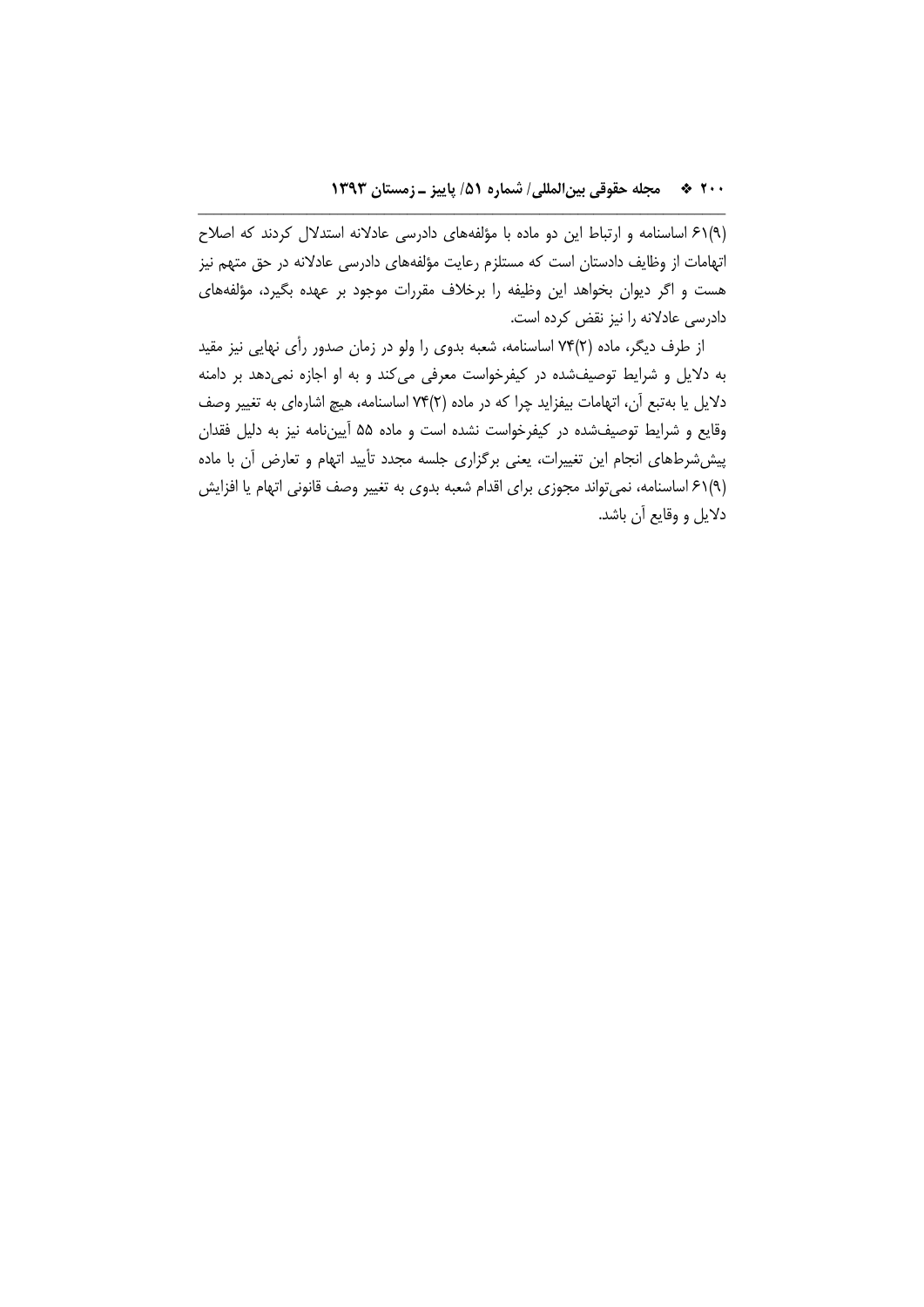(۹)۶۱ اساسنامه و ارتباط این دو ماده با مؤلفه‌های دادرسی عادلانه استدلال کردند که اصلاح اتهامات از وظایف دادستان است که مستلزم رعایت مؤلفه‌های دادرسی عادلانه در حق متهم نیز هست و اگر دیوان بخواهد این وظیفه را برخلاف مقررات موجود بر عهده بگیرد، مؤلفه‌های دادرسی عادلانه را نیز نقض کرده است.

از طرف دیگر، ماده (۲)۷۴ اساسنامه، شعبه بدوی را ولو در زمان صدور رأی نهایی نیز مقید به دلایل و شرایط توصیف‌شده در کیفرخواست معرفی می‌کند و به او اجازه نمی‌دهد بر دامنه دلایل یا به‌تبع آن، اتهامات بیفزاید چرا که در ماده (۲)۷۴ اساسنامه، هیچ اشاره‌ای به تغییر وصف وقایع و شرایط توصیف‌شده در کیفرخواست نشده است و ماده ۵۵ آیین‌نامه نیز به دلیل فقدان پیش‌شرط‌های انجام این تغییرات، یعنی برگزاری جلسه مجدد تأیید اتهام و تعارض آن با ماده (۹)۶۱ اساسنامه، نمی‌تواند مجوزی برای اقدام شعبه بدوی به تغییر وصف قانونی اتهام یا افزایش دلایل و وقایع آن باشد.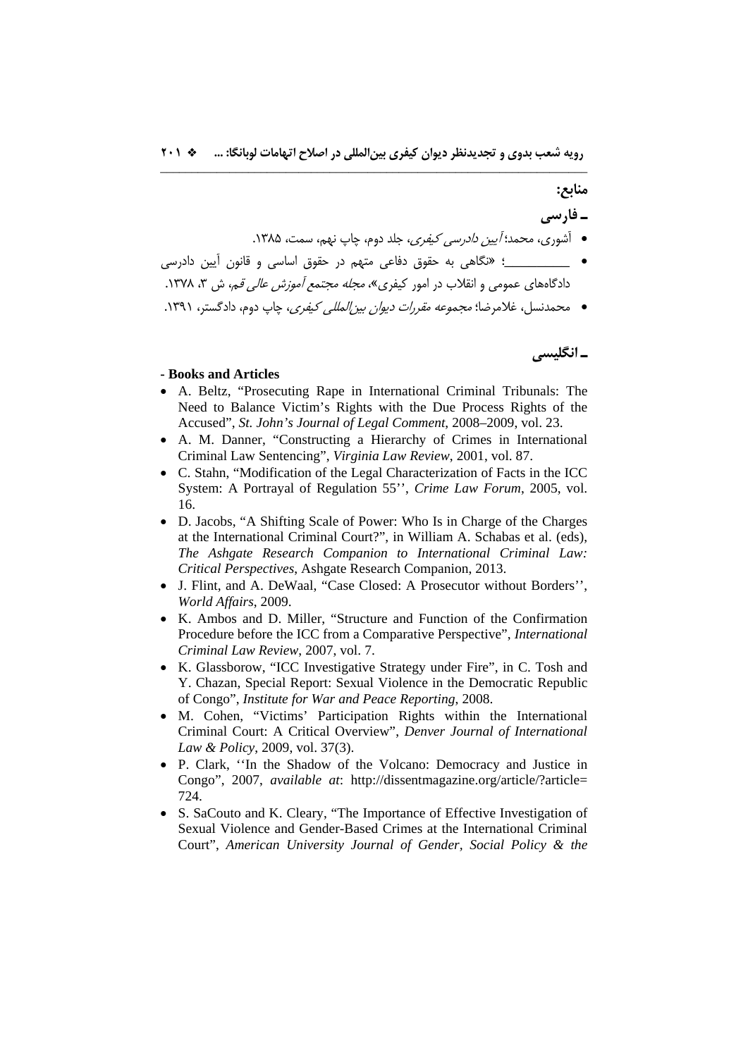## منابع:

### ـ فارسی

- آشوری، محمد؛ *آیین دادرسی کیفری*، جلد دوم، چاپ نهم، سمت، ۱۳۸۵.
- ــــــــــــــ؛ «نگاهی به حقوق دفاعی متهم در حقوق اساسی و قانون آیین دادرسی دادگاه‌های عمومی و انقلاب در امور کیفری»، *مجله مجتمع آموزش عالی قم*، ش ۳، ۱۳۷۸.
- محمدنسل، غلامرضا؛ *مجموعه مقررات دیوان بین‌المللی کیفری*، چاپ دوم، دادگستر، ۱۳۹۱.

### ـ انگلیسی

**- Books and Articles**

- A. Beltz, "Prosecuting Rape in International Criminal Tribunals: The Need to Balance Victim's Rights with the Due Process Rights of the Accused", *St. John's Journal of Legal Comment*, 2008–2009, vol. 23.
- A. M. Danner, "Constructing a Hierarchy of Crimes in International Criminal Law Sentencing", *Virginia Law Review*, 2001, vol. 87.
- C. Stahn, "Modification of the Legal Characterization of Facts in the ICC System: A Portrayal of Regulation 55'', *Crime Law Forum*, 2005, vol. 16.
- D. Jacobs, "A Shifting Scale of Power: Who Is in Charge of the Charges at the International Criminal Court?", in William A. Schabas et al. (eds), *The Ashgate Research Companion to International Criminal Law: Critical Perspectives*, Ashgate Research Companion, 2013.
- J. Flint, and A. DeWaal, "Case Closed: A Prosecutor without Borders'', *World Affairs*, 2009.
- K. Ambos and D. Miller, "Structure and Function of the Confirmation Procedure before the ICC from a Comparative Perspective", *International Criminal Law Review*, 2007, vol. 7.
- K. Glassborow, "ICC Investigative Strategy under Fire", in C. Tosh and Y. Chazan, Special Report: Sexual Violence in the Democratic Republic of Congo", *Institute for War and Peace Reporting*, 2008.
- M. Cohen, "Victims' Participation Rights within the International Criminal Court: A Critical Overview", *Denver Journal of International Law & Policy*, 2009, vol. 37(3).
- P. Clark, ''In the Shadow of the Volcano: Democracy and Justice in Congo", 2007, *available at*: http://dissentmagazine.org/article/?article=724.
- S. SaCouto and K. Cleary, "The Importance of Effective Investigation of Sexual Violence and Gender-Based Crimes at the International Criminal Court", *American University Journal of Gender, Social Policy & the*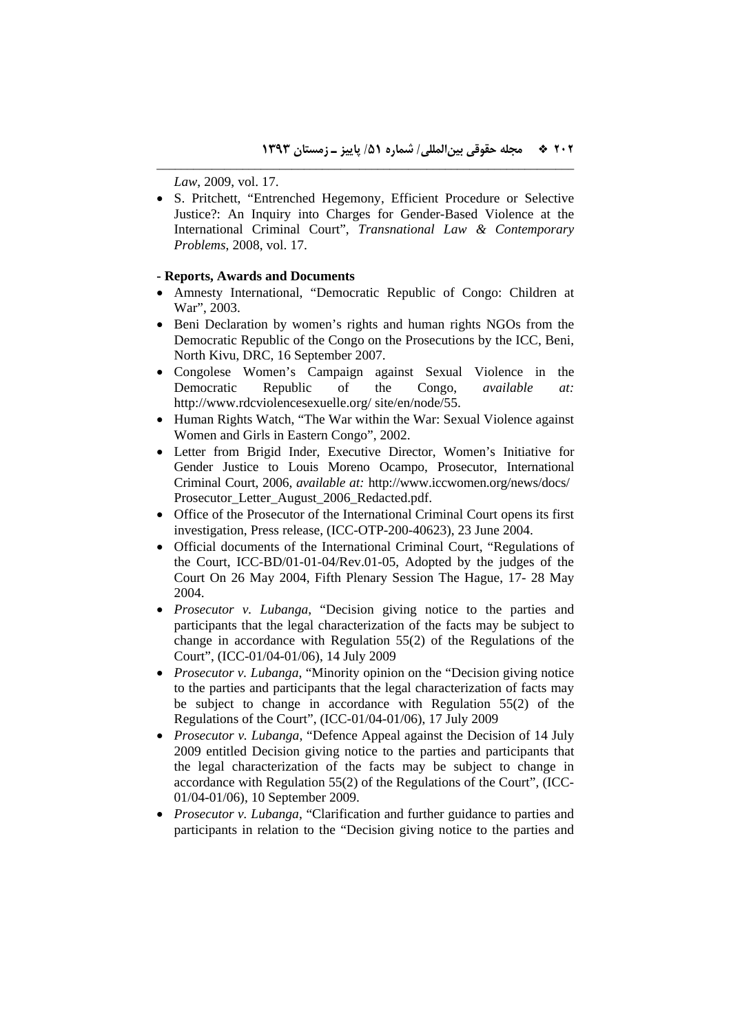*Law*, 2009, vol. 17.

- S. Pritchett, "Entrenched Hegemony, Efficient Procedure or Selective Justice?: An Inquiry into Charges for Gender-Based Violence at the International Criminal Court", *Transnational Law & Contemporary Problems*, 2008, vol. 17.

**- Reports, Awards and Documents**

- Amnesty International, "Democratic Republic of Congo: Children at War", 2003.
- Beni Declaration by women's rights and human rights NGOs from the Democratic Republic of the Congo on the Prosecutions by the ICC, Beni, North Kivu, DRC, 16 September 2007.
- Congolese Women's Campaign against Sexual Violence in the Democratic Republic of the Congo, *available at:* http://www.rdcviolencesexuelle.org/ site/en/node/55.
- Human Rights Watch, "The War within the War: Sexual Violence against Women and Girls in Eastern Congo", 2002.
- Letter from Brigid Inder, Executive Director, Women's Initiative for Gender Justice to Louis Moreno Ocampo, Prosecutor, International Criminal Court, 2006, *available at:* http://www.iccwomen.org/news/docs/ Prosecutor_Letter_August_2006_Redacted.pdf.
- Office of the Prosecutor of the International Criminal Court opens its first investigation, Press release, (ICC-OTP-200-40623), 23 June 2004.
- Official documents of the International Criminal Court, "Regulations of the Court, ICC-BD/01-01-04/Rev.01-05, Adopted by the judges of the Court On 26 May 2004, Fifth Plenary Session The Hague, 17- 28 May 2004.
- *Prosecutor v. Lubanga*, "Decision giving notice to the parties and participants that the legal characterization of the facts may be subject to change in accordance with Regulation 55(2) of the Regulations of the Court", (ICC-01/04-01/06), 14 July 2009
- *Prosecutor v. Lubanga*, "Minority opinion on the "Decision giving notice to the parties and participants that the legal characterization of facts may be subject to change in accordance with Regulation 55(2) of the Regulations of the Court", (ICC-01/04-01/06), 17 July 2009
- *Prosecutor v. Lubanga*, "Defence Appeal against the Decision of 14 July 2009 entitled Decision giving notice to the parties and participants that the legal characterization of the facts may be subject to change in accordance with Regulation 55(2) of the Regulations of the Court", (ICC-01/04-01/06), 10 September 2009.
- *Prosecutor v. Lubanga*, "Clarification and further guidance to parties and participants in relation to the "Decision giving notice to the parties and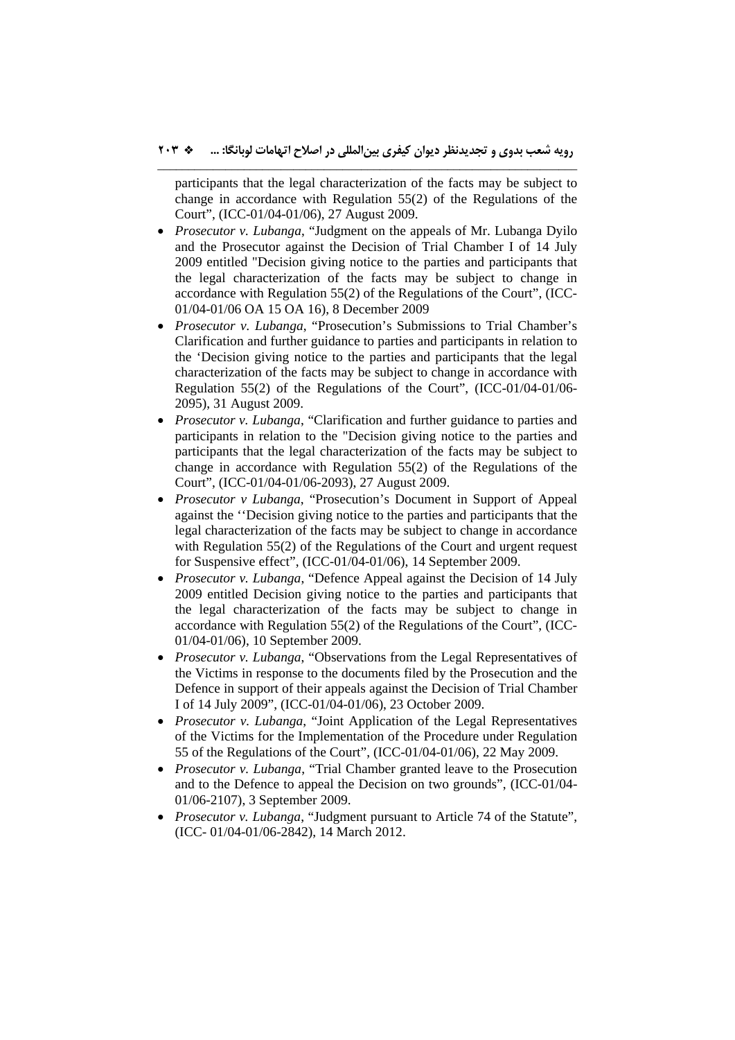participants that the legal characterization of the facts may be subject to change in accordance with Regulation 55(2) of the Regulations of the Court", (ICC-01/04-01/06), 27 August 2009.

- *Prosecutor v. Lubanga*, "Judgment on the appeals of Mr. Lubanga Dyilo and the Prosecutor against the Decision of Trial Chamber I of 14 July 2009 entitled "Decision giving notice to the parties and participants that the legal characterization of the facts may be subject to change in accordance with Regulation 55(2) of the Regulations of the Court", (ICC-01/04-01/06 OA 15 OA 16), 8 December 2009
- *Prosecutor v. Lubanga*, "Prosecution's Submissions to Trial Chamber's Clarification and further guidance to parties and participants in relation to the 'Decision giving notice to the parties and participants that the legal characterization of the facts may be subject to change in accordance with Regulation 55(2) of the Regulations of the Court", (ICC-01/04-01/06-2095), 31 August 2009.
- *Prosecutor v. Lubanga*, "Clarification and further guidance to parties and participants in relation to the "Decision giving notice to the parties and participants that the legal characterization of the facts may be subject to change in accordance with Regulation 55(2) of the Regulations of the Court", (ICC-01/04-01/06-2093), 27 August 2009.
- *Prosecutor v Lubanga*, "Prosecution's Document in Support of Appeal against the ''Decision giving notice to the parties and participants that the legal characterization of the facts may be subject to change in accordance with Regulation 55(2) of the Regulations of the Court and urgent request for Suspensive effect", (ICC-01/04-01/06), 14 September 2009.
- *Prosecutor v. Lubanga*, "Defence Appeal against the Decision of 14 July 2009 entitled Decision giving notice to the parties and participants that the legal characterization of the facts may be subject to change in accordance with Regulation 55(2) of the Regulations of the Court", (ICC-01/04-01/06), 10 September 2009.
- *Prosecutor v. Lubanga*, "Observations from the Legal Representatives of the Victims in response to the documents filed by the Prosecution and the Defence in support of their appeals against the Decision of Trial Chamber I of 14 July 2009", (ICC-01/04-01/06), 23 October 2009.
- *Prosecutor v. Lubanga*, "Joint Application of the Legal Representatives of the Victims for the Implementation of the Procedure under Regulation 55 of the Regulations of the Court", (ICC-01/04-01/06), 22 May 2009.
- *Prosecutor v. Lubanga*, "Trial Chamber granted leave to the Prosecution and to the Defence to appeal the Decision on two grounds", (ICC-01/04-01/06-2107), 3 September 2009.
- *Prosecutor v. Lubanga*, "Judgment pursuant to Article 74 of the Statute", (ICC- 01/04-01/06-2842), 14 March 2012.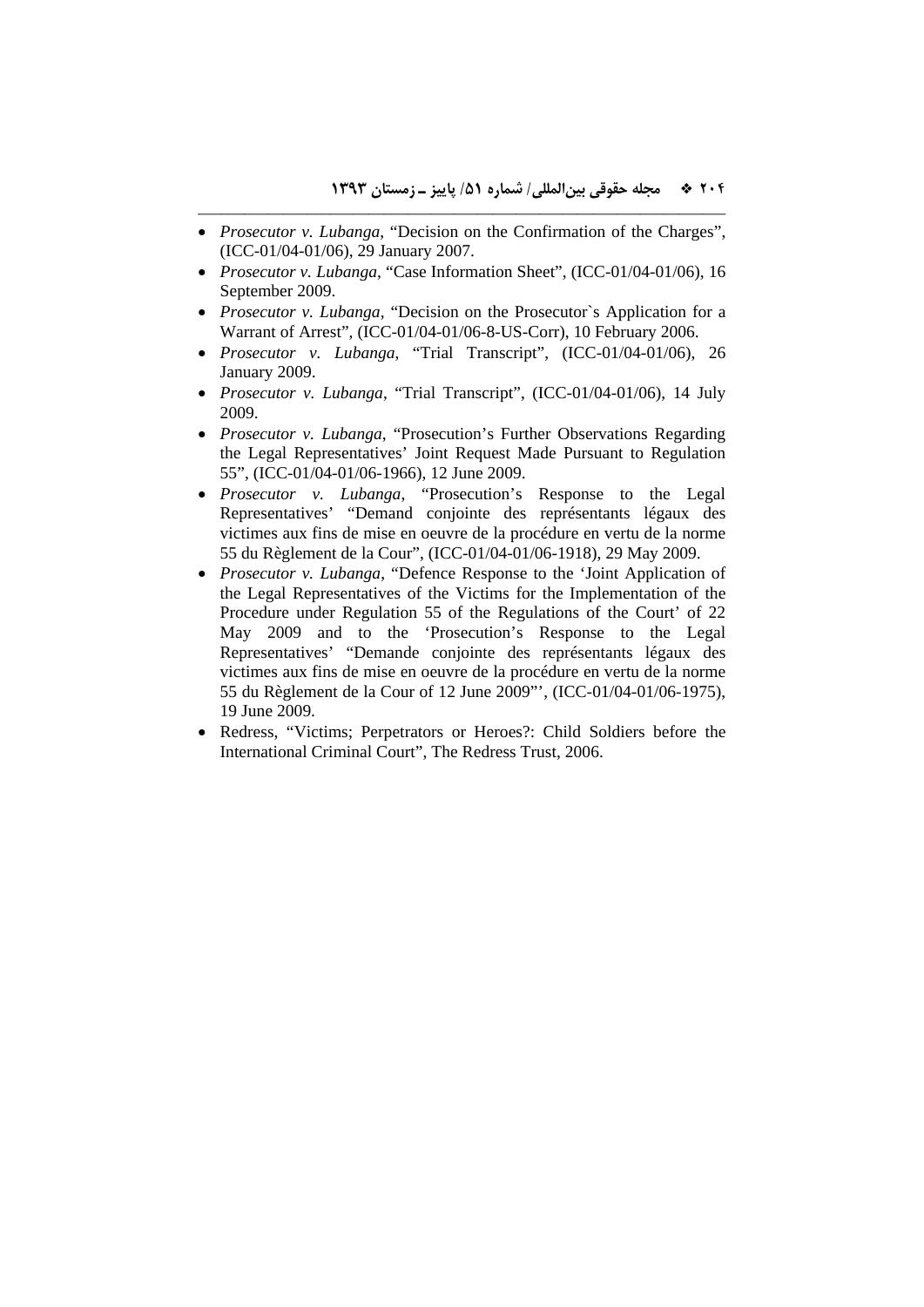- *Prosecutor v. Lubanga*, "Decision on the Confirmation of the Charges", (ICC-01/04-01/06), 29 January 2007.
- *Prosecutor v. Lubanga*, "Case Information Sheet", (ICC-01/04-01/06), 16 September 2009.
- *Prosecutor v. Lubanga*, "Decision on the Prosecutor`s Application for a Warrant of Arrest", (ICC-01/04-01/06-8-US-Corr), 10 February 2006.
- *Prosecutor v. Lubanga*, "Trial Transcript", (ICC-01/04-01/06), 26 January 2009.
- *Prosecutor v. Lubanga*, "Trial Transcript", (ICC-01/04-01/06), 14 July 2009.
- *Prosecutor v. Lubanga*, "Prosecution's Further Observations Regarding the Legal Representatives' Joint Request Made Pursuant to Regulation 55", (ICC-01/04-01/06-1966), 12 June 2009.
- *Prosecutor v. Lubanga*, "Prosecution's Response to the Legal Representatives' "Demand conjointe des représentants légaux des victimes aux fins de mise en oeuvre de la procédure en vertu de la norme 55 du Règlement de la Cour", (ICC-01/04-01/06-1918), 29 May 2009.
- *Prosecutor v. Lubanga*, "Defence Response to the 'Joint Application of the Legal Representatives of the Victims for the Implementation of the Procedure under Regulation 55 of the Regulations of the Court' of 22 May 2009 and to the 'Prosecution's Response to the Legal Representatives' "Demande conjointe des représentants légaux des victimes aux fins de mise en oeuvre de la procédure en vertu de la norme 55 du Règlement de la Cour of 12 June 2009"', (ICC-01/04-01/06-1975), 19 June 2009.
- Redress, "Victims; Perpetrators or Heroes?: Child Soldiers before the International Criminal Court", The Redress Trust, 2006.